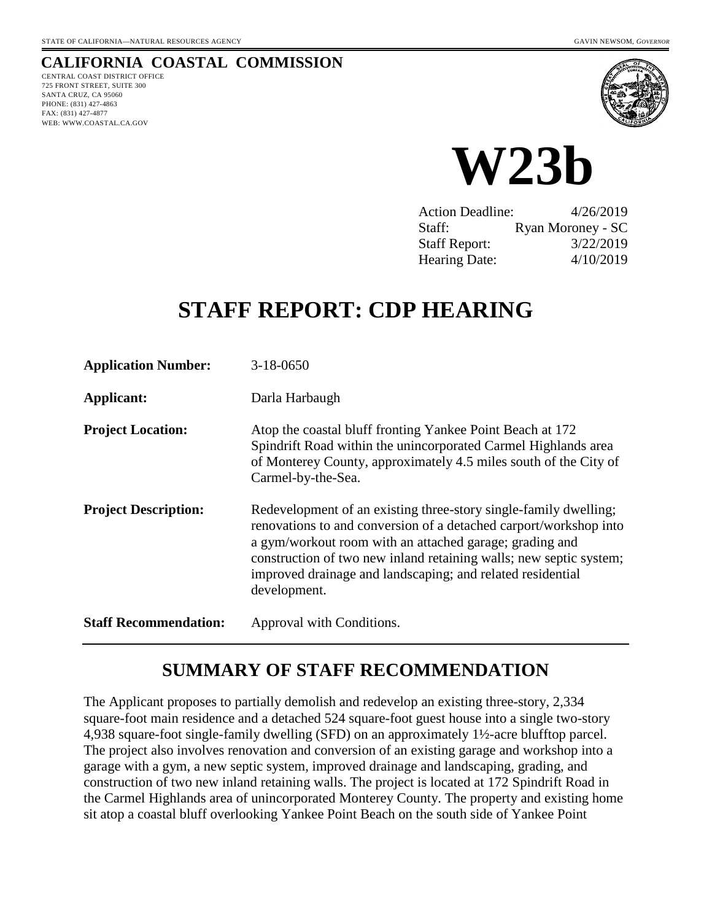STATE OF CALIFORNIA—NATURAL RESOURCES AGENCY

GAVIN NEWSOM, *GOVERNOR*

# CALIFORNIA COASTAL COMMISSION

CENTRAL COAST DISTRICT OFFICE
725 FRONT STREET, SUITE 300
SANTA CRUZ, CA 95060
PHONE: (831) 427-4863
FAX: (831) 427-4877
WEB: WWW.COASTAL.CA.GOV

# W23b

| | |
|---|---|
| Action Deadline: | 4/26/2019 |
| Staff: | Ryan Moroney - SC |
| Staff Report: | 3/22/2019 |
| Hearing Date: | 4/10/2019 |

# STAFF REPORT: CDP HEARING

**Application Number:** 3-18-0650

**Applicant:** Darla Harbaugh

**Project Location:** Atop the coastal bluff fronting Yankee Point Beach at 172 Spindrift Road within the unincorporated Carmel Highlands area of Monterey County, approximately 4.5 miles south of the City of Carmel-by-the-Sea.

**Project Description:** Redevelopment of an existing three-story single-family dwelling; renovations to and conversion of a detached carport/workshop into a gym/workout room with an attached garage; grading and construction of two new inland retaining walls; new septic system; improved drainage and landscaping; and related residential development.

**Staff Recommendation:** Approval with Conditions.

## SUMMARY OF STAFF RECOMMENDATION

The Applicant proposes to partially demolish and redevelop an existing three-story, 2,334 square-foot main residence and a detached 524 square-foot guest house into a single two-story 4,938 square-foot single-family dwelling (SFD) on an approximately 1½-acre blufftop parcel. The project also involves renovation and conversion of an existing garage and workshop into a garage with a gym, a new septic system, improved drainage and landscaping, grading, and construction of two new inland retaining walls. The project is located at 172 Spindrift Road in the Carmel Highlands area of unincorporated Monterey County. The property and existing home sit atop a coastal bluff overlooking Yankee Point Beach on the south side of Yankee Point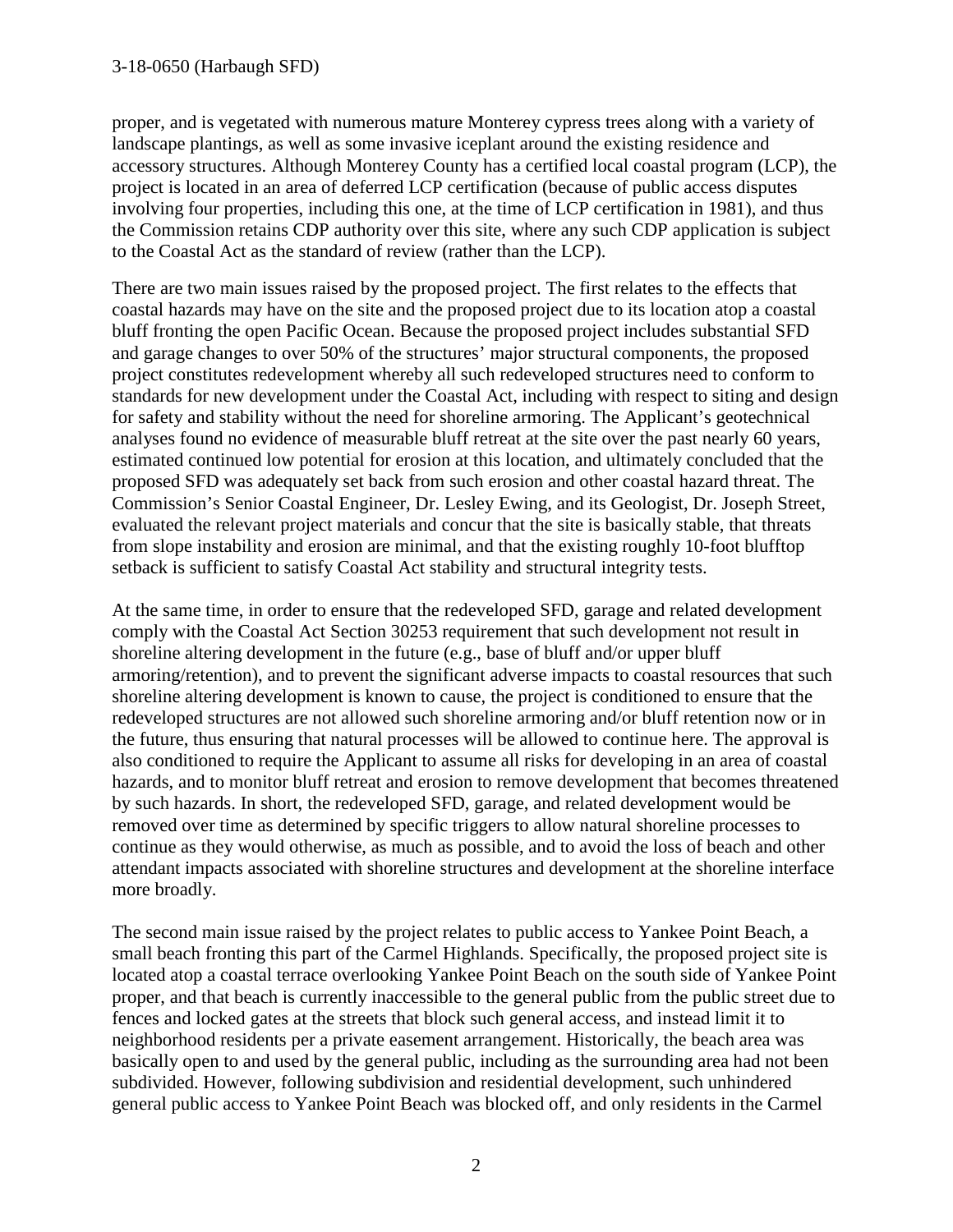proper, and is vegetated with numerous mature Monterey cypress trees along with a variety of landscape plantings, as well as some invasive iceplant around the existing residence and accessory structures. Although Monterey County has a certified local coastal program (LCP), the project is located in an area of deferred LCP certification (because of public access disputes involving four properties, including this one, at the time of LCP certification in 1981), and thus the Commission retains CDP authority over this site, where any such CDP application is subject to the Coastal Act as the standard of review (rather than the LCP).

There are two main issues raised by the proposed project. The first relates to the effects that coastal hazards may have on the site and the proposed project due to its location atop a coastal bluff fronting the open Pacific Ocean. Because the proposed project includes substantial SFD and garage changes to over 50% of the structures' major structural components, the proposed project constitutes redevelopment whereby all such redeveloped structures need to conform to standards for new development under the Coastal Act, including with respect to siting and design for safety and stability without the need for shoreline armoring. The Applicant's geotechnical analyses found no evidence of measurable bluff retreat at the site over the past nearly 60 years, estimated continued low potential for erosion at this location, and ultimately concluded that the proposed SFD was adequately set back from such erosion and other coastal hazard threat. The Commission's Senior Coastal Engineer, Dr. Lesley Ewing, and its Geologist, Dr. Joseph Street, evaluated the relevant project materials and concur that the site is basically stable, that threats from slope instability and erosion are minimal, and that the existing roughly 10-foot blufftop setback is sufficient to satisfy Coastal Act stability and structural integrity tests.

At the same time, in order to ensure that the redeveloped SFD, garage and related development comply with the Coastal Act Section 30253 requirement that such development not result in shoreline altering development in the future (e.g., base of bluff and/or upper bluff armoring/retention), and to prevent the significant adverse impacts to coastal resources that such shoreline altering development is known to cause, the project is conditioned to ensure that the redeveloped structures are not allowed such shoreline armoring and/or bluff retention now or in the future, thus ensuring that natural processes will be allowed to continue here. The approval is also conditioned to require the Applicant to assume all risks for developing in an area of coastal hazards, and to monitor bluff retreat and erosion to remove development that becomes threatened by such hazards. In short, the redeveloped SFD, garage, and related development would be removed over time as determined by specific triggers to allow natural shoreline processes to continue as they would otherwise, as much as possible, and to avoid the loss of beach and other attendant impacts associated with shoreline structures and development at the shoreline interface more broadly.

The second main issue raised by the project relates to public access to Yankee Point Beach, a small beach fronting this part of the Carmel Highlands. Specifically, the proposed project site is located atop a coastal terrace overlooking Yankee Point Beach on the south side of Yankee Point proper, and that beach is currently inaccessible to the general public from the public street due to fences and locked gates at the streets that block such general access, and instead limit it to neighborhood residents per a private easement arrangement. Historically, the beach area was basically open to and used by the general public, including as the surrounding area had not been subdivided. However, following subdivision and residential development, such unhindered general public access to Yankee Point Beach was blocked off, and only residents in the Carmel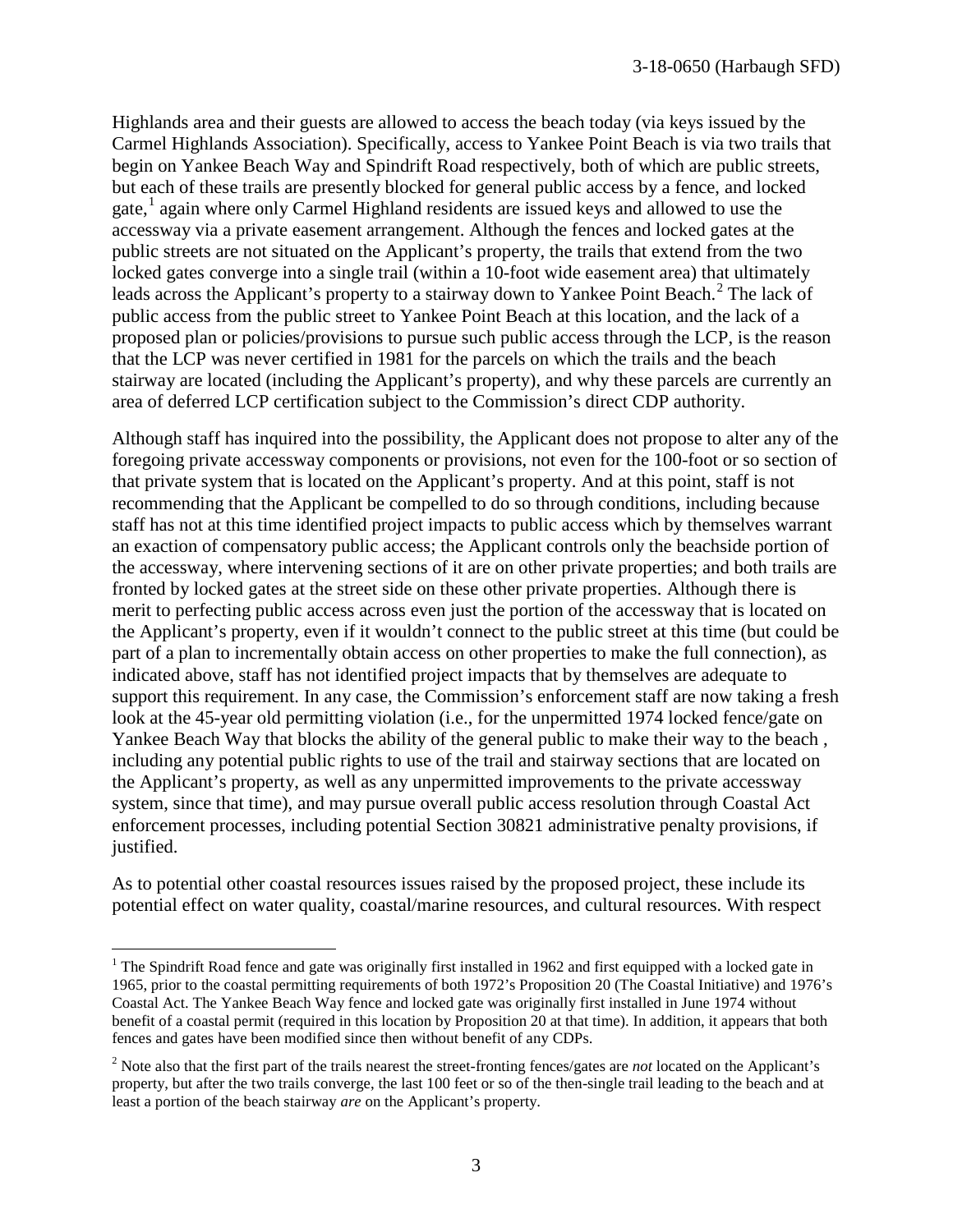Highlands area and their guests are allowed to access the beach today (via keys issued by the Carmel Highlands Association). Specifically, access to Yankee Point Beach is via two trails that begin on Yankee Beach Way and Spindrift Road respectively, both of which are public streets, but each of these trails are presently blocked for general public access by a fence, and locked gate,[1] again where only Carmel Highland residents are issued keys and allowed to use the accessway via a private easement arrangement. Although the fences and locked gates at the public streets are not situated on the Applicant's property, the trails that extend from the two locked gates converge into a single trail (within a 10-foot wide easement area) that ultimately leads across the Applicant's property to a stairway down to Yankee Point Beach.[2] The lack of public access from the public street to Yankee Point Beach at this location, and the lack of a proposed plan or policies/provisions to pursue such public access through the LCP, is the reason that the LCP was never certified in 1981 for the parcels on which the trails and the beach stairway are located (including the Applicant's property), and why these parcels are currently an area of deferred LCP certification subject to the Commission's direct CDP authority.

Although staff has inquired into the possibility, the Applicant does not propose to alter any of the foregoing private accessway components or provisions, not even for the 100-foot or so section of that private system that is located on the Applicant's property. And at this point, staff is not recommending that the Applicant be compelled to do so through conditions, including because staff has not at this time identified project impacts to public access which by themselves warrant an exaction of compensatory public access; the Applicant controls only the beachside portion of the accessway, where intervening sections of it are on other private properties; and both trails are fronted by locked gates at the street side on these other private properties. Although there is merit to perfecting public access across even just the portion of the accessway that is located on the Applicant's property, even if it wouldn't connect to the public street at this time (but could be part of a plan to incrementally obtain access on other properties to make the full connection), as indicated above, staff has not identified project impacts that by themselves are adequate to support this requirement. In any case, the Commission's enforcement staff are now taking a fresh look at the 45-year old permitting violation (i.e., for the unpermitted 1974 locked fence/gate on Yankee Beach Way that blocks the ability of the general public to make their way to the beach , including any potential public rights to use of the trail and stairway sections that are located on the Applicant's property, as well as any unpermitted improvements to the private accessway system, since that time), and may pursue overall public access resolution through Coastal Act enforcement processes, including potential Section 30821 administrative penalty provisions, if justified.

As to potential other coastal resources issues raised by the proposed project, these include its potential effect on water quality, coastal/marine resources, and cultural resources. With respect

---

[1] The Spindrift Road fence and gate was originally first installed in 1962 and first equipped with a locked gate in 1965, prior to the coastal permitting requirements of both 1972's Proposition 20 (The Coastal Initiative) and 1976's Coastal Act. The Yankee Beach Way fence and locked gate was originally first installed in June 1974 without benefit of a coastal permit (required in this location by Proposition 20 at that time). In addition, it appears that both fences and gates have been modified since then without benefit of any CDPs.

[2] Note also that the first part of the trails nearest the street-fronting fences/gates are *not* located on the Applicant's property, but after the two trails converge, the last 100 feet or so of the then-single trail leading to the beach and at least a portion of the beach stairway *are* on the Applicant's property.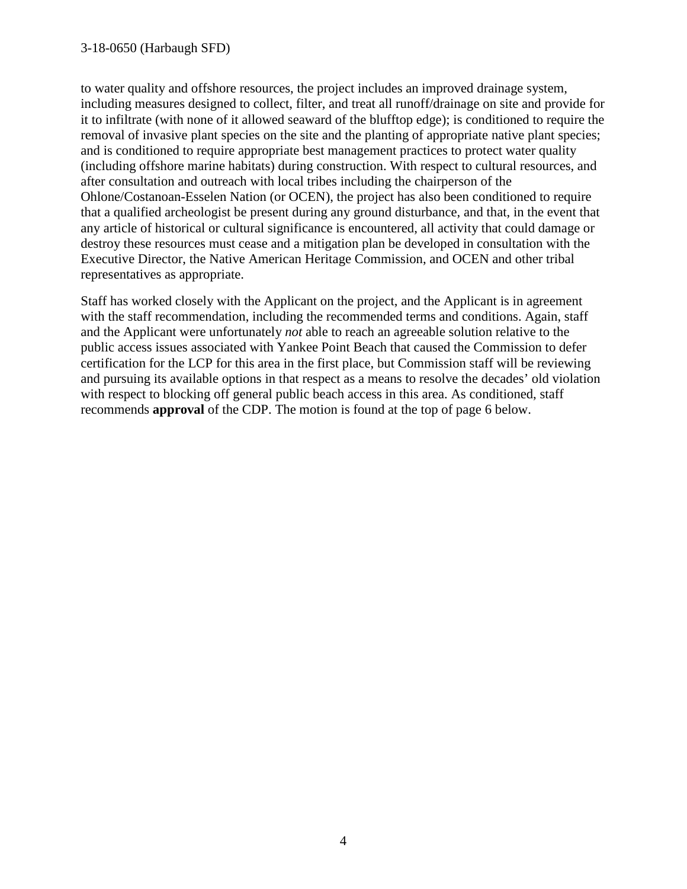to water quality and offshore resources, the project includes an improved drainage system, including measures designed to collect, filter, and treat all runoff/drainage on site and provide for it to infiltrate (with none of it allowed seaward of the blufftop edge); is conditioned to require the removal of invasive plant species on the site and the planting of appropriate native plant species; and is conditioned to require appropriate best management practices to protect water quality (including offshore marine habitats) during construction. With respect to cultural resources, and after consultation and outreach with local tribes including the chairperson of the Ohlone/Costanoan-Esselen Nation (or OCEN), the project has also been conditioned to require that a qualified archeologist be present during any ground disturbance, and that, in the event that any article of historical or cultural significance is encountered, all activity that could damage or destroy these resources must cease and a mitigation plan be developed in consultation with the Executive Director, the Native American Heritage Commission, and OCEN and other tribal representatives as appropriate.

Staff has worked closely with the Applicant on the project, and the Applicant is in agreement with the staff recommendation, including the recommended terms and conditions. Again, staff and the Applicant were unfortunately *not* able to reach an agreeable solution relative to the public access issues associated with Yankee Point Beach that caused the Commission to defer certification for the LCP for this area in the first place, but Commission staff will be reviewing and pursuing its available options in that respect as a means to resolve the decades' old violation with respect to blocking off general public beach access in this area. As conditioned, staff recommends **approval** of the CDP. The motion is found at the top of page 6 below.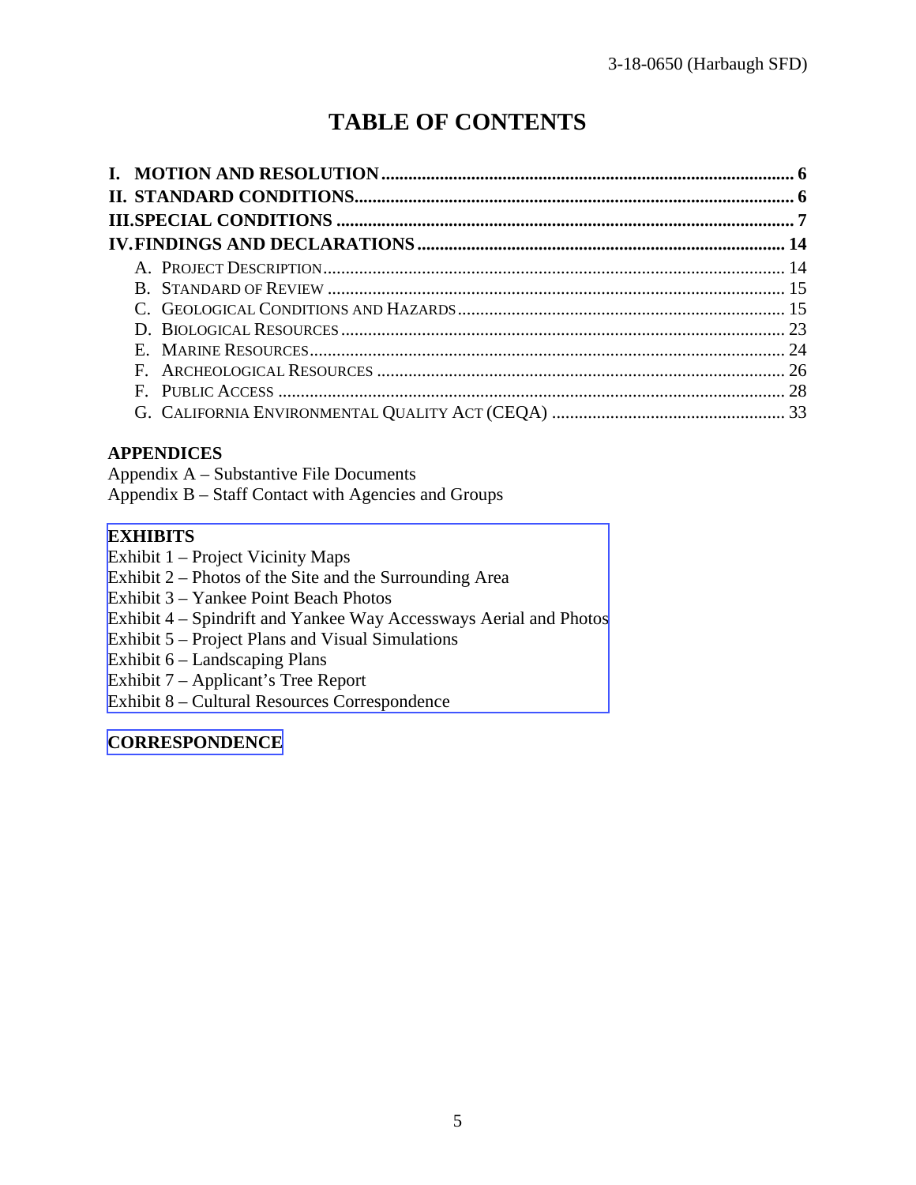# TABLE OF CONTENTS

**I. MOTION AND RESOLUTION** .......... **6**
**II. STANDARD CONDITIONS** .......... **6**
**III. SPECIAL CONDITIONS** .......... **7**
**IV. FINDINGS AND DECLARATIONS** .......... **14**

- A. PROJECT DESCRIPTION .......... 14
- B. STANDARD OF REVIEW .......... 15
- C. GEOLOGICAL CONDITIONS AND HAZARDS .......... 15
- D. BIOLOGICAL RESOURCES .......... 23
- E. MARINE RESOURCES .......... 24
- F. ARCHEOLOGICAL RESOURCES .......... 26
- F. PUBLIC ACCESS .......... 28
- G. CALIFORNIA ENVIRONMENTAL QUALITY ACT (CEQA) .......... 33

**APPENDICES**

Appendix A – Substantive File Documents
Appendix B – Staff Contact with Agencies and Groups

**EXHIBITS**

Exhibit 1 – Project Vicinity Maps
Exhibit 2 – Photos of the Site and the Surrounding Area
Exhibit 3 – Yankee Point Beach Photos
Exhibit 4 – Spindrift and Yankee Way Accessways Aerial and Photos
Exhibit 5 – Project Plans and Visual Simulations
Exhibit 6 – Landscaping Plans
Exhibit 7 – Applicant's Tree Report
Exhibit 8 – Cultural Resources Correspondence

**CORRESPONDENCE**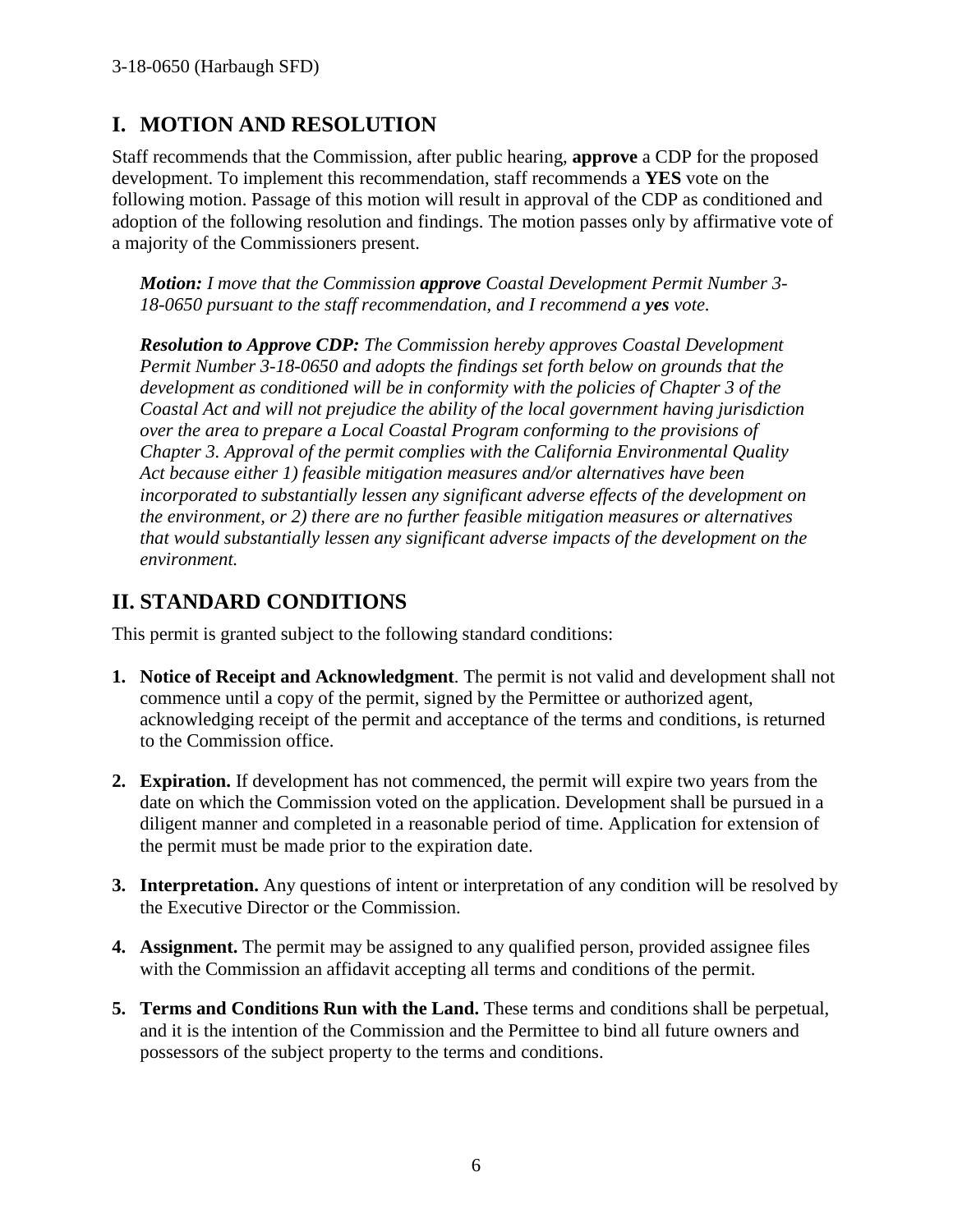## I. MOTION AND RESOLUTION

Staff recommends that the Commission, after public hearing, **approve** a CDP for the proposed development. To implement this recommendation, staff recommends a **YES** vote on the following motion. Passage of this motion will result in approval of the CDP as conditioned and adoption of the following resolution and findings. The motion passes only by affirmative vote of a majority of the Commissioners present.

> ***Motion:*** *I move that the Commission* ***approve*** *Coastal Development Permit Number 3-18-0650 pursuant to the staff recommendation, and I recommend a* ***yes*** *vote.*
>
> ***Resolution to Approve CDP:*** *The Commission hereby approves Coastal Development Permit Number 3-18-0650 and adopts the findings set forth below on grounds that the development as conditioned will be in conformity with the policies of Chapter 3 of the Coastal Act and will not prejudice the ability of the local government having jurisdiction over the area to prepare a Local Coastal Program conforming to the provisions of Chapter 3. Approval of the permit complies with the California Environmental Quality Act because either 1) feasible mitigation measures and/or alternatives have been incorporated to substantially lessen any significant adverse effects of the development on the environment, or 2) there are no further feasible mitigation measures or alternatives that would substantially lessen any significant adverse impacts of the development on the environment.*

## II. STANDARD CONDITIONS

This permit is granted subject to the following standard conditions:

1. **Notice of Receipt and Acknowledgment**. The permit is not valid and development shall not commence until a copy of the permit, signed by the Permittee or authorized agent, acknowledging receipt of the permit and acceptance of the terms and conditions, is returned to the Commission office.

2. **Expiration.** If development has not commenced, the permit will expire two years from the date on which the Commission voted on the application. Development shall be pursued in a diligent manner and completed in a reasonable period of time. Application for extension of the permit must be made prior to the expiration date.

3. **Interpretation.** Any questions of intent or interpretation of any condition will be resolved by the Executive Director or the Commission.

4. **Assignment.** The permit may be assigned to any qualified person, provided assignee files with the Commission an affidavit accepting all terms and conditions of the permit.

5. **Terms and Conditions Run with the Land.** These terms and conditions shall be perpetual, and it is the intention of the Commission and the Permittee to bind all future owners and possessors of the subject property to the terms and conditions.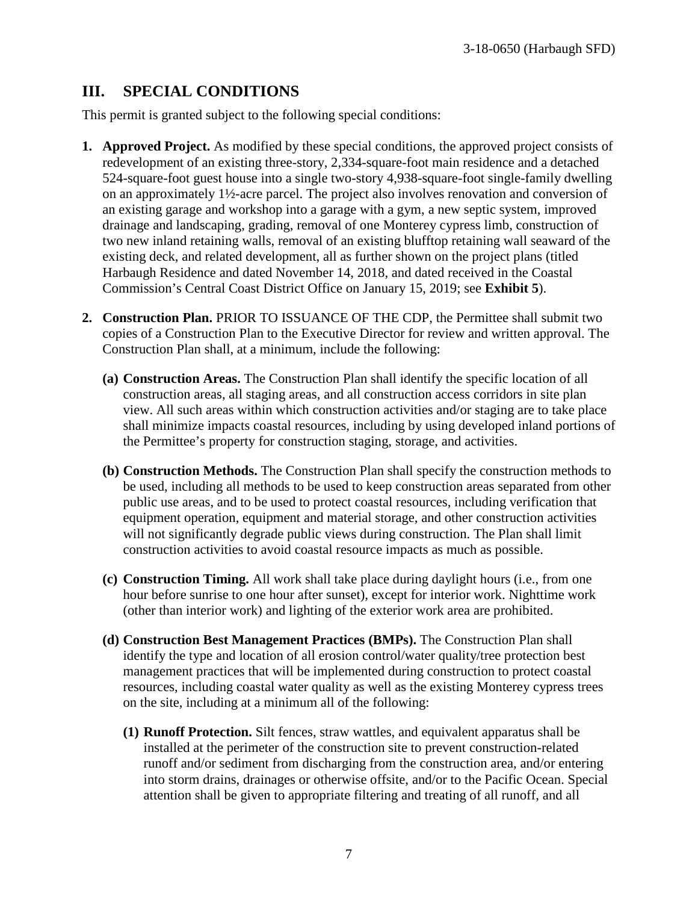## III. SPECIAL CONDITIONS

This permit is granted subject to the following special conditions:

1. **Approved Project.** As modified by these special conditions, the approved project consists of redevelopment of an existing three-story, 2,334-square-foot main residence and a detached 524-square-foot guest house into a single two-story 4,938-square-foot single-family dwelling on an approximately 1½-acre parcel. The project also involves renovation and conversion of an existing garage and workshop into a garage with a gym, a new septic system, improved drainage and landscaping, grading, removal of one Monterey cypress limb, construction of two new inland retaining walls, removal of an existing blufftop retaining wall seaward of the existing deck, and related development, all as further shown on the project plans (titled Harbaugh Residence and dated November 14, 2018, and dated received in the Coastal Commission's Central Coast District Office on January 15, 2019; see **Exhibit 5**).

2. **Construction Plan.** PRIOR TO ISSUANCE OF THE CDP, the Permittee shall submit two copies of a Construction Plan to the Executive Director for review and written approval. The Construction Plan shall, at a minimum, include the following:

   **(a) Construction Areas.** The Construction Plan shall identify the specific location of all construction areas, all staging areas, and all construction access corridors in site plan view. All such areas within which construction activities and/or staging are to take place shall minimize impacts coastal resources, including by using developed inland portions of the Permittee's property for construction staging, storage, and activities.

   **(b) Construction Methods.** The Construction Plan shall specify the construction methods to be used, including all methods to be used to keep construction areas separated from other public use areas, and to be used to protect coastal resources, including verification that equipment operation, equipment and material storage, and other construction activities will not significantly degrade public views during construction. The Plan shall limit construction activities to avoid coastal resource impacts as much as possible.

   **(c) Construction Timing.** All work shall take place during daylight hours (i.e., from one hour before sunrise to one hour after sunset), except for interior work. Nighttime work (other than interior work) and lighting of the exterior work area are prohibited.

   **(d) Construction Best Management Practices (BMPs).** The Construction Plan shall identify the type and location of all erosion control/water quality/tree protection best management practices that will be implemented during construction to protect coastal resources, including coastal water quality as well as the existing Monterey cypress trees on the site, including at a minimum all of the following:

      **(1) Runoff Protection.** Silt fences, straw wattles, and equivalent apparatus shall be installed at the perimeter of the construction site to prevent construction-related runoff and/or sediment from discharging from the construction area, and/or entering into storm drains, drainages or otherwise offsite, and/or to the Pacific Ocean. Special attention shall be given to appropriate filtering and treating of all runoff, and all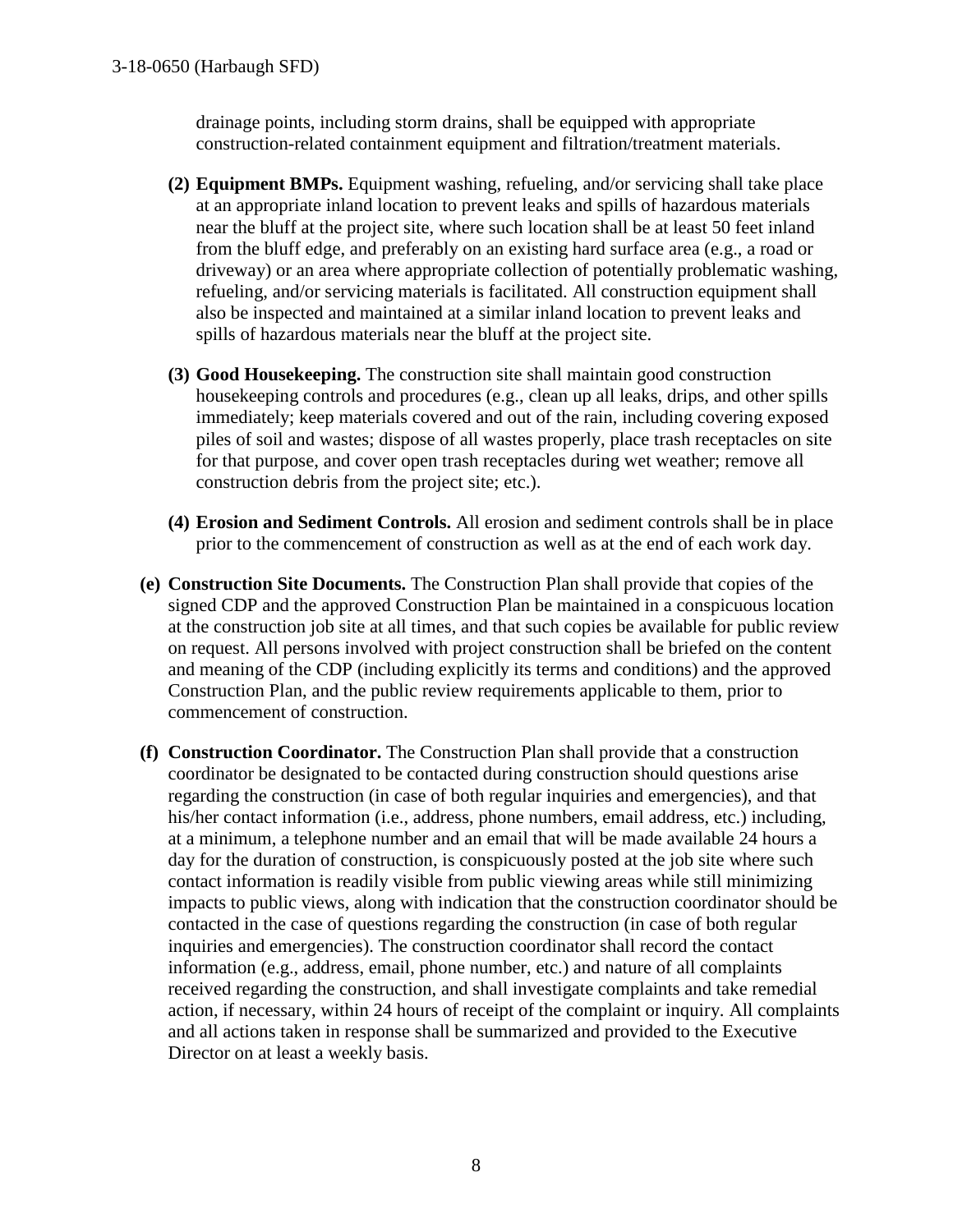drainage points, including storm drains, shall be equipped with appropriate construction-related containment equipment and filtration/treatment materials.

**(2) Equipment BMPs.** Equipment washing, refueling, and/or servicing shall take place at an appropriate inland location to prevent leaks and spills of hazardous materials near the bluff at the project site, where such location shall be at least 50 feet inland from the bluff edge, and preferably on an existing hard surface area (e.g., a road or driveway) or an area where appropriate collection of potentially problematic washing, refueling, and/or servicing materials is facilitated. All construction equipment shall also be inspected and maintained at a similar inland location to prevent leaks and spills of hazardous materials near the bluff at the project site.

**(3) Good Housekeeping.** The construction site shall maintain good construction housekeeping controls and procedures (e.g., clean up all leaks, drips, and other spills immediately; keep materials covered and out of the rain, including covering exposed piles of soil and wastes; dispose of all wastes properly, place trash receptacles on site for that purpose, and cover open trash receptacles during wet weather; remove all construction debris from the project site; etc.).

**(4) Erosion and Sediment Controls.** All erosion and sediment controls shall be in place prior to the commencement of construction as well as at the end of each work day.

**(e) Construction Site Documents.** The Construction Plan shall provide that copies of the signed CDP and the approved Construction Plan be maintained in a conspicuous location at the construction job site at all times, and that such copies be available for public review on request. All persons involved with project construction shall be briefed on the content and meaning of the CDP (including explicitly its terms and conditions) and the approved Construction Plan, and the public review requirements applicable to them, prior to commencement of construction.

**(f) Construction Coordinator.** The Construction Plan shall provide that a construction coordinator be designated to be contacted during construction should questions arise regarding the construction (in case of both regular inquiries and emergencies), and that his/her contact information (i.e., address, phone numbers, email address, etc.) including, at a minimum, a telephone number and an email that will be made available 24 hours a day for the duration of construction, is conspicuously posted at the job site where such contact information is readily visible from public viewing areas while still minimizing impacts to public views, along with indication that the construction coordinator should be contacted in the case of questions regarding the construction (in case of both regular inquiries and emergencies). The construction coordinator shall record the contact information (e.g., address, email, phone number, etc.) and nature of all complaints received regarding the construction, and shall investigate complaints and take remedial action, if necessary, within 24 hours of receipt of the complaint or inquiry. All complaints and all actions taken in response shall be summarized and provided to the Executive Director on at least a weekly basis.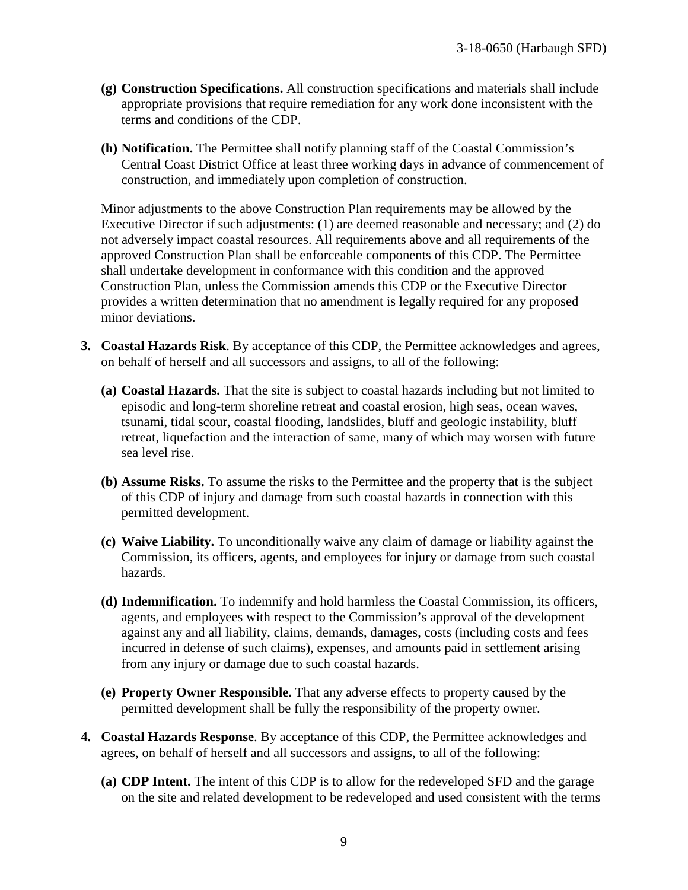- **(g) Construction Specifications.** All construction specifications and materials shall include appropriate provisions that require remediation for any work done inconsistent with the terms and conditions of the CDP.

- **(h) Notification.** The Permittee shall notify planning staff of the Coastal Commission's Central Coast District Office at least three working days in advance of commencement of construction, and immediately upon completion of construction.

Minor adjustments to the above Construction Plan requirements may be allowed by the Executive Director if such adjustments: (1) are deemed reasonable and necessary; and (2) do not adversely impact coastal resources. All requirements above and all requirements of the approved Construction Plan shall be enforceable components of this CDP. The Permittee shall undertake development in conformance with this condition and the approved Construction Plan, unless the Commission amends this CDP or the Executive Director provides a written determination that no amendment is legally required for any proposed minor deviations.

3. **Coastal Hazards Risk**. By acceptance of this CDP, the Permittee acknowledges and agrees, on behalf of herself and all successors and assigns, to all of the following:

   - **(a) Coastal Hazards.** That the site is subject to coastal hazards including but not limited to episodic and long-term shoreline retreat and coastal erosion, high seas, ocean waves, tsunami, tidal scour, coastal flooding, landslides, bluff and geologic instability, bluff retreat, liquefaction and the interaction of same, many of which may worsen with future sea level rise.

   - **(b) Assume Risks.** To assume the risks to the Permittee and the property that is the subject of this CDP of injury and damage from such coastal hazards in connection with this permitted development.

   - **(c) Waive Liability.** To unconditionally waive any claim of damage or liability against the Commission, its officers, agents, and employees for injury or damage from such coastal hazards.

   - **(d) Indemnification.** To indemnify and hold harmless the Coastal Commission, its officers, agents, and employees with respect to the Commission's approval of the development against any and all liability, claims, demands, damages, costs (including costs and fees incurred in defense of such claims), expenses, and amounts paid in settlement arising from any injury or damage due to such coastal hazards.

   - **(e) Property Owner Responsible.** That any adverse effects to property caused by the permitted development shall be fully the responsibility of the property owner.

4. **Coastal Hazards Response**. By acceptance of this CDP, the Permittee acknowledges and agrees, on behalf of herself and all successors and assigns, to all of the following:

   - **(a) CDP Intent.** The intent of this CDP is to allow for the redeveloped SFD and the garage on the site and related development to be redeveloped and used consistent with the terms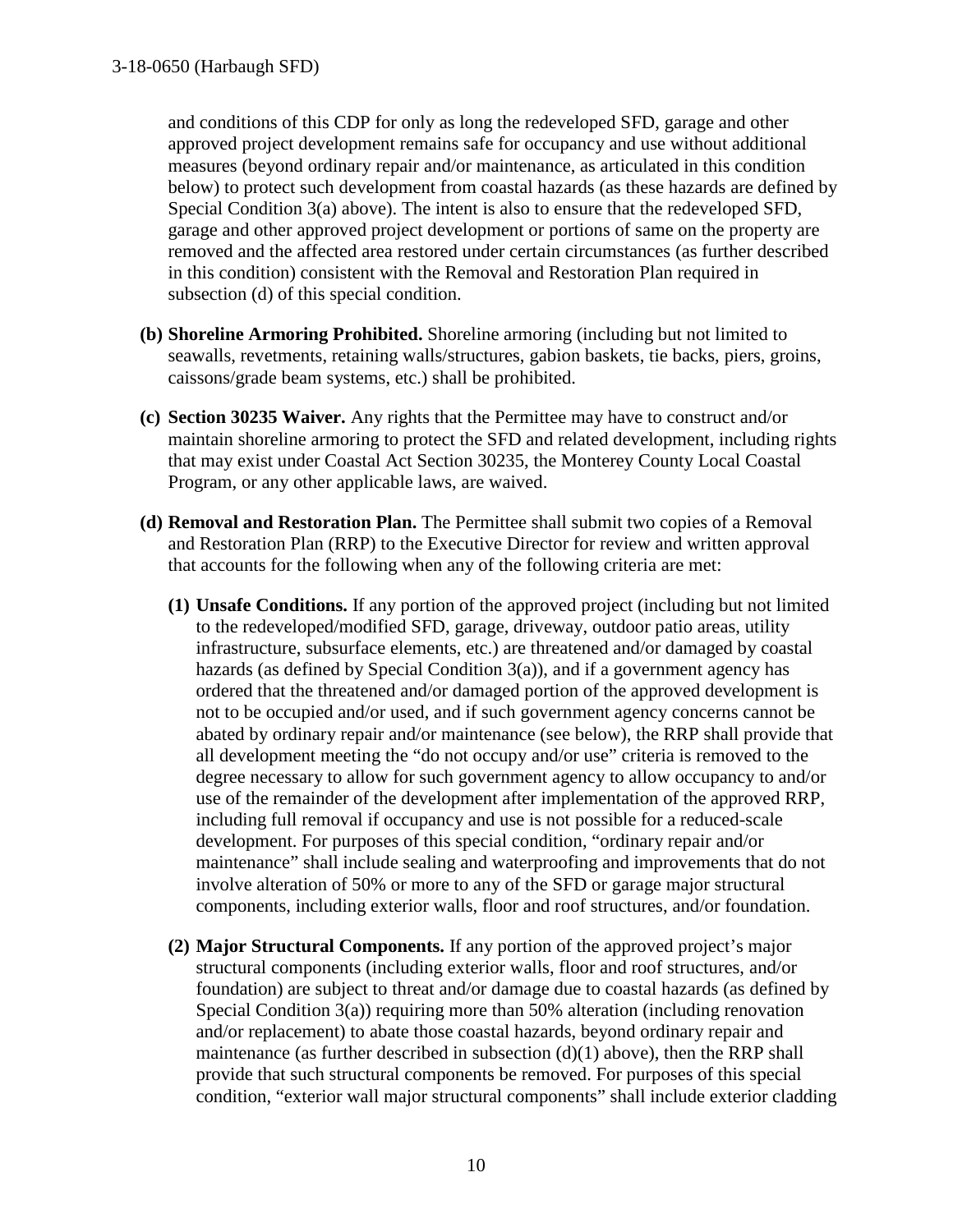and conditions of this CDP for only as long the redeveloped SFD, garage and other approved project development remains safe for occupancy and use without additional measures (beyond ordinary repair and/or maintenance, as articulated in this condition below) to protect such development from coastal hazards (as these hazards are defined by Special Condition 3(a) above). The intent is also to ensure that the redeveloped SFD, garage and other approved project development or portions of same on the property are removed and the affected area restored under certain circumstances (as further described in this condition) consistent with the Removal and Restoration Plan required in subsection (d) of this special condition.

**(b) Shoreline Armoring Prohibited.** Shoreline armoring (including but not limited to seawalls, revetments, retaining walls/structures, gabion baskets, tie backs, piers, groins, caissons/grade beam systems, etc.) shall be prohibited.

**(c) Section 30235 Waiver.** Any rights that the Permittee may have to construct and/or maintain shoreline armoring to protect the SFD and related development, including rights that may exist under Coastal Act Section 30235, the Monterey County Local Coastal Program, or any other applicable laws, are waived.

**(d) Removal and Restoration Plan.** The Permittee shall submit two copies of a Removal and Restoration Plan (RRP) to the Executive Director for review and written approval that accounts for the following when any of the following criteria are met:

**(1) Unsafe Conditions.** If any portion of the approved project (including but not limited to the redeveloped/modified SFD, garage, driveway, outdoor patio areas, utility infrastructure, subsurface elements, etc.) are threatened and/or damaged by coastal hazards (as defined by Special Condition 3(a)), and if a government agency has ordered that the threatened and/or damaged portion of the approved development is not to be occupied and/or used, and if such government agency concerns cannot be abated by ordinary repair and/or maintenance (see below), the RRP shall provide that all development meeting the "do not occupy and/or use" criteria is removed to the degree necessary to allow for such government agency to allow occupancy to and/or use of the remainder of the development after implementation of the approved RRP, including full removal if occupancy and use is not possible for a reduced-scale development. For purposes of this special condition, "ordinary repair and/or maintenance" shall include sealing and waterproofing and improvements that do not involve alteration of 50% or more to any of the SFD or garage major structural components, including exterior walls, floor and roof structures, and/or foundation.

**(2) Major Structural Components.** If any portion of the approved project's major structural components (including exterior walls, floor and roof structures, and/or foundation) are subject to threat and/or damage due to coastal hazards (as defined by Special Condition 3(a)) requiring more than 50% alteration (including renovation and/or replacement) to abate those coastal hazards, beyond ordinary repair and maintenance (as further described in subsection (d)(1) above), then the RRP shall provide that such structural components be removed. For purposes of this special condition, "exterior wall major structural components" shall include exterior cladding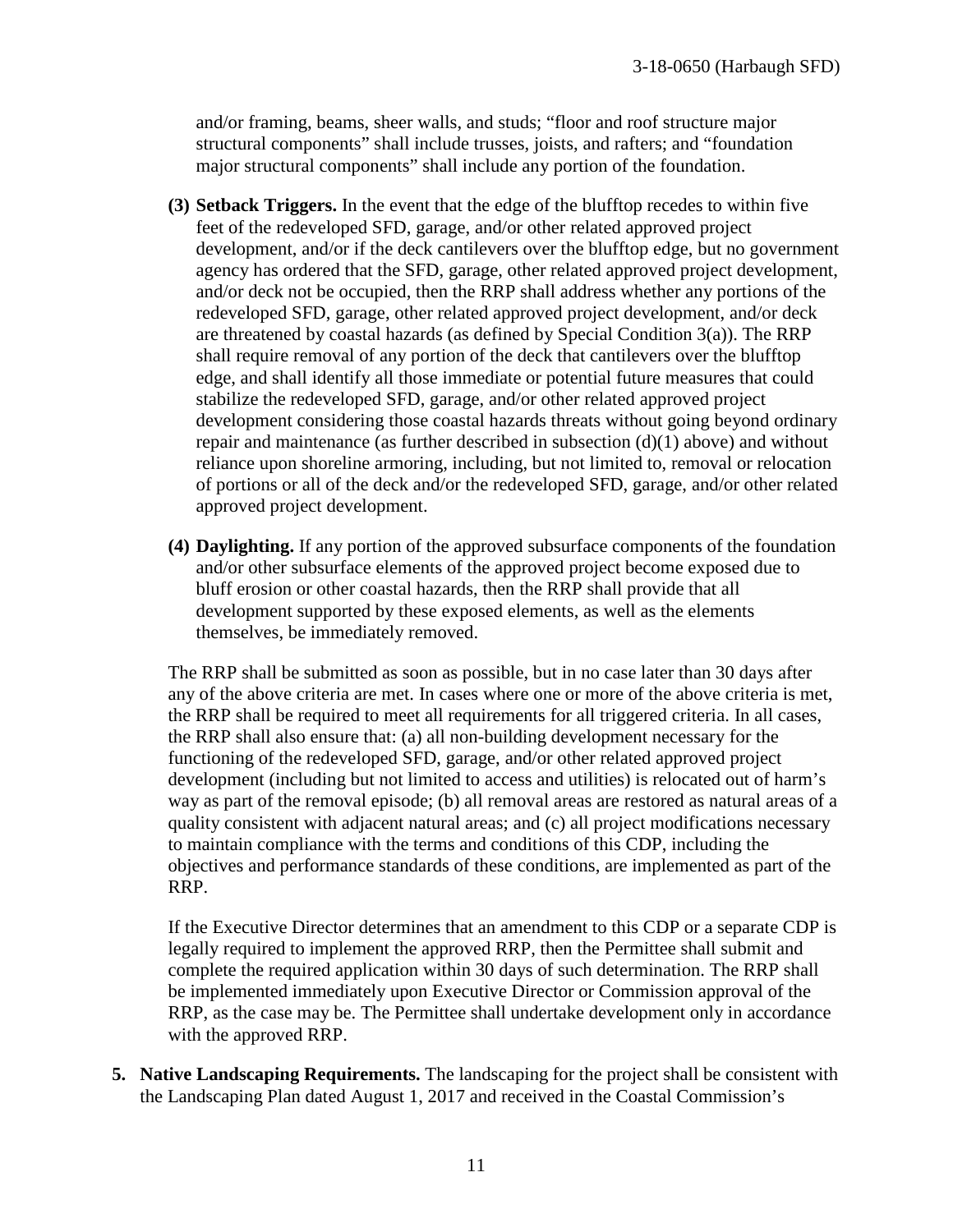and/or framing, beams, sheer walls, and studs; "floor and roof structure major structural components" shall include trusses, joists, and rafters; and "foundation major structural components" shall include any portion of the foundation.

**(3) Setback Triggers.** In the event that the edge of the blufftop recedes to within five feet of the redeveloped SFD, garage, and/or other related approved project development, and/or if the deck cantilevers over the blufftop edge, but no government agency has ordered that the SFD, garage, other related approved project development, and/or deck not be occupied, then the RRP shall address whether any portions of the redeveloped SFD, garage, other related approved project development, and/or deck are threatened by coastal hazards (as defined by Special Condition 3(a)). The RRP shall require removal of any portion of the deck that cantilevers over the blufftop edge, and shall identify all those immediate or potential future measures that could stabilize the redeveloped SFD, garage, and/or other related approved project development considering those coastal hazards threats without going beyond ordinary repair and maintenance (as further described in subsection (d)(1) above) and without reliance upon shoreline armoring, including, but not limited to, removal or relocation of portions or all of the deck and/or the redeveloped SFD, garage, and/or other related approved project development.

**(4) Daylighting.** If any portion of the approved subsurface components of the foundation and/or other subsurface elements of the approved project become exposed due to bluff erosion or other coastal hazards, then the RRP shall provide that all development supported by these exposed elements, as well as the elements themselves, be immediately removed.

The RRP shall be submitted as soon as possible, but in no case later than 30 days after any of the above criteria are met. In cases where one or more of the above criteria is met, the RRP shall be required to meet all requirements for all triggered criteria. In all cases, the RRP shall also ensure that: (a) all non-building development necessary for the functioning of the redeveloped SFD, garage, and/or other related approved project development (including but not limited to access and utilities) is relocated out of harm's way as part of the removal episode; (b) all removal areas are restored as natural areas of a quality consistent with adjacent natural areas; and (c) all project modifications necessary to maintain compliance with the terms and conditions of this CDP, including the objectives and performance standards of these conditions, are implemented as part of the RRP.

If the Executive Director determines that an amendment to this CDP or a separate CDP is legally required to implement the approved RRP, then the Permittee shall submit and complete the required application within 30 days of such determination. The RRP shall be implemented immediately upon Executive Director or Commission approval of the RRP, as the case may be. The Permittee shall undertake development only in accordance with the approved RRP.

**5. Native Landscaping Requirements.** The landscaping for the project shall be consistent with the Landscaping Plan dated August 1, 2017 and received in the Coastal Commission's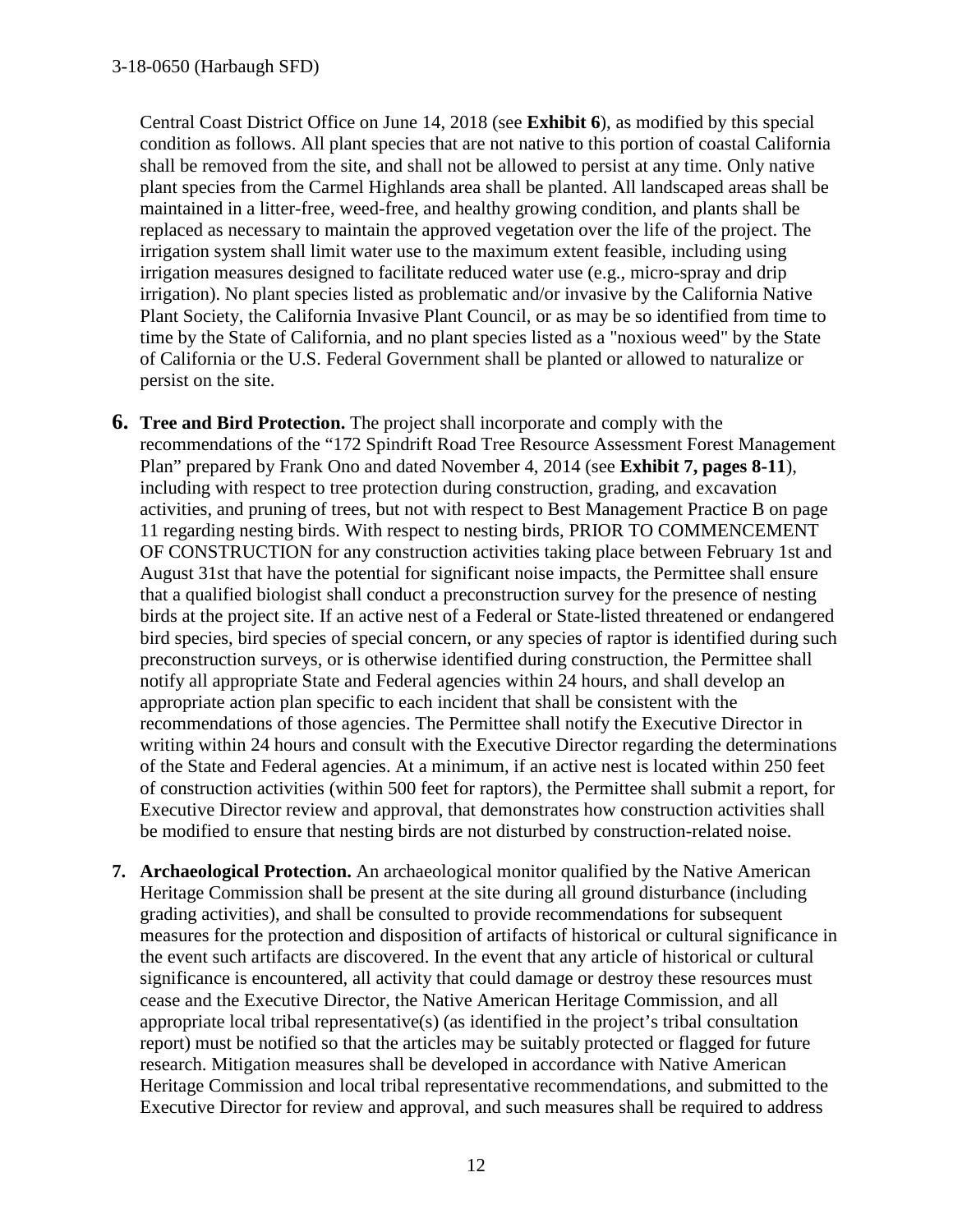Central Coast District Office on June 14, 2018 (see **Exhibit 6**), as modified by this special condition as follows. All plant species that are not native to this portion of coastal California shall be removed from the site, and shall not be allowed to persist at any time. Only native plant species from the Carmel Highlands area shall be planted. All landscaped areas shall be maintained in a litter-free, weed-free, and healthy growing condition, and plants shall be replaced as necessary to maintain the approved vegetation over the life of the project. The irrigation system shall limit water use to the maximum extent feasible, including using irrigation measures designed to facilitate reduced water use (e.g., micro-spray and drip irrigation). No plant species listed as problematic and/or invasive by the California Native Plant Society, the California Invasive Plant Council, or as may be so identified from time to time by the State of California, and no plant species listed as a "noxious weed" by the State of California or the U.S. Federal Government shall be planted or allowed to naturalize or persist on the site.

6. **Tree and Bird Protection.** The project shall incorporate and comply with the recommendations of the "172 Spindrift Road Tree Resource Assessment Forest Management Plan" prepared by Frank Ono and dated November 4, 2014 (see **Exhibit 7, pages 8-11**), including with respect to tree protection during construction, grading, and excavation activities, and pruning of trees, but not with respect to Best Management Practice B on page 11 regarding nesting birds. With respect to nesting birds, PRIOR TO COMMENCEMENT OF CONSTRUCTION for any construction activities taking place between February 1st and August 31st that have the potential for significant noise impacts, the Permittee shall ensure that a qualified biologist shall conduct a preconstruction survey for the presence of nesting birds at the project site. If an active nest of a Federal or State-listed threatened or endangered bird species, bird species of special concern, or any species of raptor is identified during such preconstruction surveys, or is otherwise identified during construction, the Permittee shall notify all appropriate State and Federal agencies within 24 hours, and shall develop an appropriate action plan specific to each incident that shall be consistent with the recommendations of those agencies. The Permittee shall notify the Executive Director in writing within 24 hours and consult with the Executive Director regarding the determinations of the State and Federal agencies. At a minimum, if an active nest is located within 250 feet of construction activities (within 500 feet for raptors), the Permittee shall submit a report, for Executive Director review and approval, that demonstrates how construction activities shall be modified to ensure that nesting birds are not disturbed by construction-related noise.

7. **Archaeological Protection.** An archaeological monitor qualified by the Native American Heritage Commission shall be present at the site during all ground disturbance (including grading activities), and shall be consulted to provide recommendations for subsequent measures for the protection and disposition of artifacts of historical or cultural significance in the event such artifacts are discovered. In the event that any article of historical or cultural significance is encountered, all activity that could damage or destroy these resources must cease and the Executive Director, the Native American Heritage Commission, and all appropriate local tribal representative(s) (as identified in the project's tribal consultation report) must be notified so that the articles may be suitably protected or flagged for future research. Mitigation measures shall be developed in accordance with Native American Heritage Commission and local tribal representative recommendations, and submitted to the Executive Director for review and approval, and such measures shall be required to address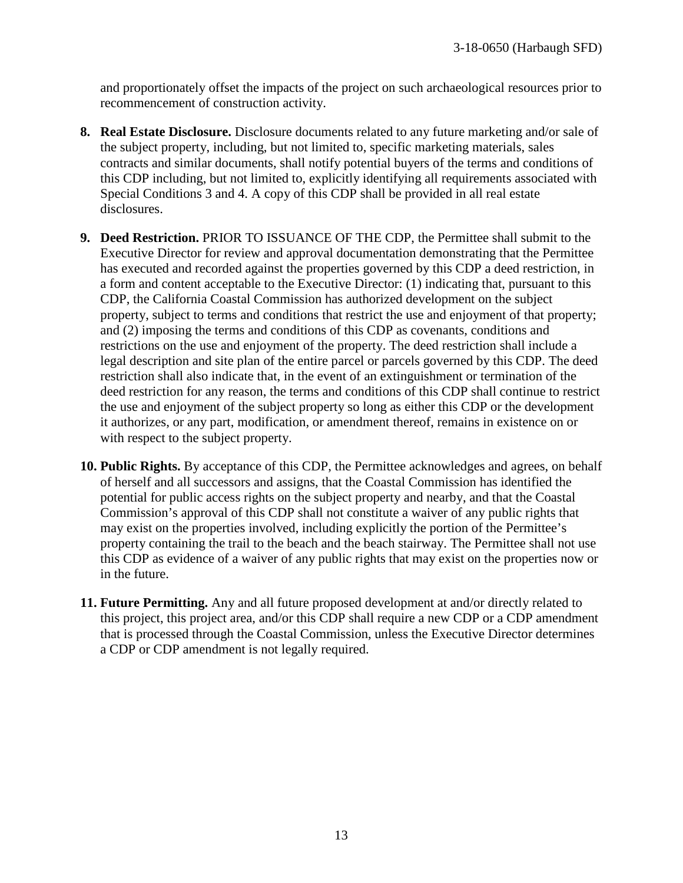and proportionately offset the impacts of the project on such archaeological resources prior to recommencement of construction activity.

8. **Real Estate Disclosure.** Disclosure documents related to any future marketing and/or sale of the subject property, including, but not limited to, specific marketing materials, sales contracts and similar documents, shall notify potential buyers of the terms and conditions of this CDP including, but not limited to, explicitly identifying all requirements associated with Special Conditions 3 and 4. A copy of this CDP shall be provided in all real estate disclosures.

9. **Deed Restriction.** PRIOR TO ISSUANCE OF THE CDP, the Permittee shall submit to the Executive Director for review and approval documentation demonstrating that the Permittee has executed and recorded against the properties governed by this CDP a deed restriction, in a form and content acceptable to the Executive Director: (1) indicating that, pursuant to this CDP, the California Coastal Commission has authorized development on the subject property, subject to terms and conditions that restrict the use and enjoyment of that property; and (2) imposing the terms and conditions of this CDP as covenants, conditions and restrictions on the use and enjoyment of the property. The deed restriction shall include a legal description and site plan of the entire parcel or parcels governed by this CDP. The deed restriction shall also indicate that, in the event of an extinguishment or termination of the deed restriction for any reason, the terms and conditions of this CDP shall continue to restrict the use and enjoyment of the subject property so long as either this CDP or the development it authorizes, or any part, modification, or amendment thereof, remains in existence on or with respect to the subject property.

10. **Public Rights.** By acceptance of this CDP, the Permittee acknowledges and agrees, on behalf of herself and all successors and assigns, that the Coastal Commission has identified the potential for public access rights on the subject property and nearby, and that the Coastal Commission's approval of this CDP shall not constitute a waiver of any public rights that may exist on the properties involved, including explicitly the portion of the Permittee's property containing the trail to the beach and the beach stairway. The Permittee shall not use this CDP as evidence of a waiver of any public rights that may exist on the properties now or in the future.

11. **Future Permitting.** Any and all future proposed development at and/or directly related to this project, this project area, and/or this CDP shall require a new CDP or a CDP amendment that is processed through the Coastal Commission, unless the Executive Director determines a CDP or CDP amendment is not legally required.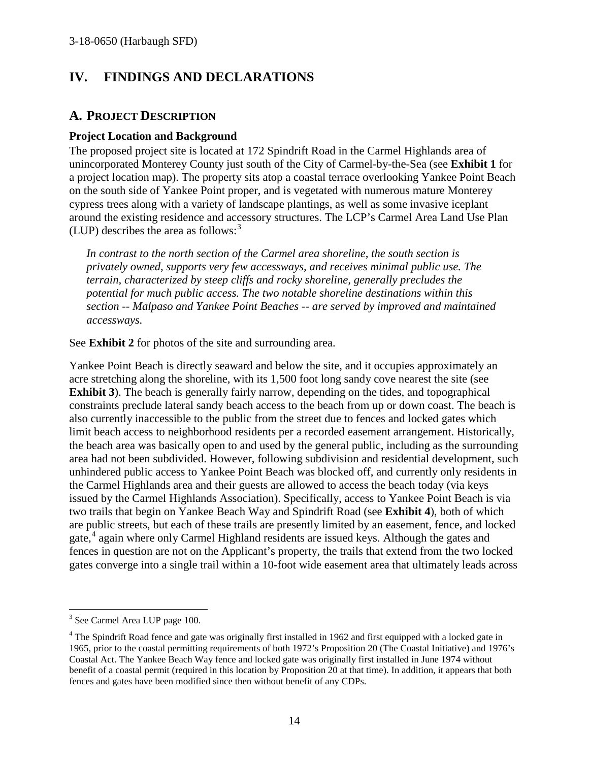# IV. FINDINGS AND DECLARATIONS

## A. PROJECT DESCRIPTION

### Project Location and Background

The proposed project site is located at 172 Spindrift Road in the Carmel Highlands area of unincorporated Monterey County just south of the City of Carmel-by-the-Sea (see **Exhibit 1** for a project location map). The property sits atop a coastal terrace overlooking Yankee Point Beach on the south side of Yankee Point proper, and is vegetated with numerous mature Monterey cypress trees along with a variety of landscape plantings, as well as some invasive iceplant around the existing residence and accessory structures. The LCP's Carmel Area Land Use Plan (LUP) describes the area as follows:[3]

> *In contrast to the north section of the Carmel area shoreline, the south section is privately owned, supports very few accessways, and receives minimal public use. The terrain, characterized by steep cliffs and rocky shoreline, generally precludes the potential for much public access. The two notable shoreline destinations within this section -- Malpaso and Yankee Point Beaches -- are served by improved and maintained accessways.*

See **Exhibit 2** for photos of the site and surrounding area.

Yankee Point Beach is directly seaward and below the site, and it occupies approximately an acre stretching along the shoreline, with its 1,500 foot long sandy cove nearest the site (see **Exhibit 3**). The beach is generally fairly narrow, depending on the tides, and topographical constraints preclude lateral sandy beach access to the beach from up or down coast. The beach is also currently inaccessible to the public from the street due to fences and locked gates which limit beach access to neighborhood residents per a recorded easement arrangement. Historically, the beach area was basically open to and used by the general public, including as the surrounding area had not been subdivided. However, following subdivision and residential development, such unhindered public access to Yankee Point Beach was blocked off, and currently only residents in the Carmel Highlands area and their guests are allowed to access the beach today (via keys issued by the Carmel Highlands Association). Specifically, access to Yankee Point Beach is via two trails that begin on Yankee Beach Way and Spindrift Road (see **Exhibit 4**), both of which are public streets, but each of these trails are presently limited by an easement, fence, and locked gate,[4] again where only Carmel Highland residents are issued keys. Although the gates and fences in question are not on the Applicant's property, the trails that extend from the two locked gates converge into a single trail within a 10-foot wide easement area that ultimately leads across

---

[3] See Carmel Area LUP page 100.

[4] The Spindrift Road fence and gate was originally first installed in 1962 and first equipped with a locked gate in 1965, prior to the coastal permitting requirements of both 1972's Proposition 20 (The Coastal Initiative) and 1976's Coastal Act. The Yankee Beach Way fence and locked gate was originally first installed in June 1974 without benefit of a coastal permit (required in this location by Proposition 20 at that time). In addition, it appears that both fences and gates have been modified since then without benefit of any CDPs.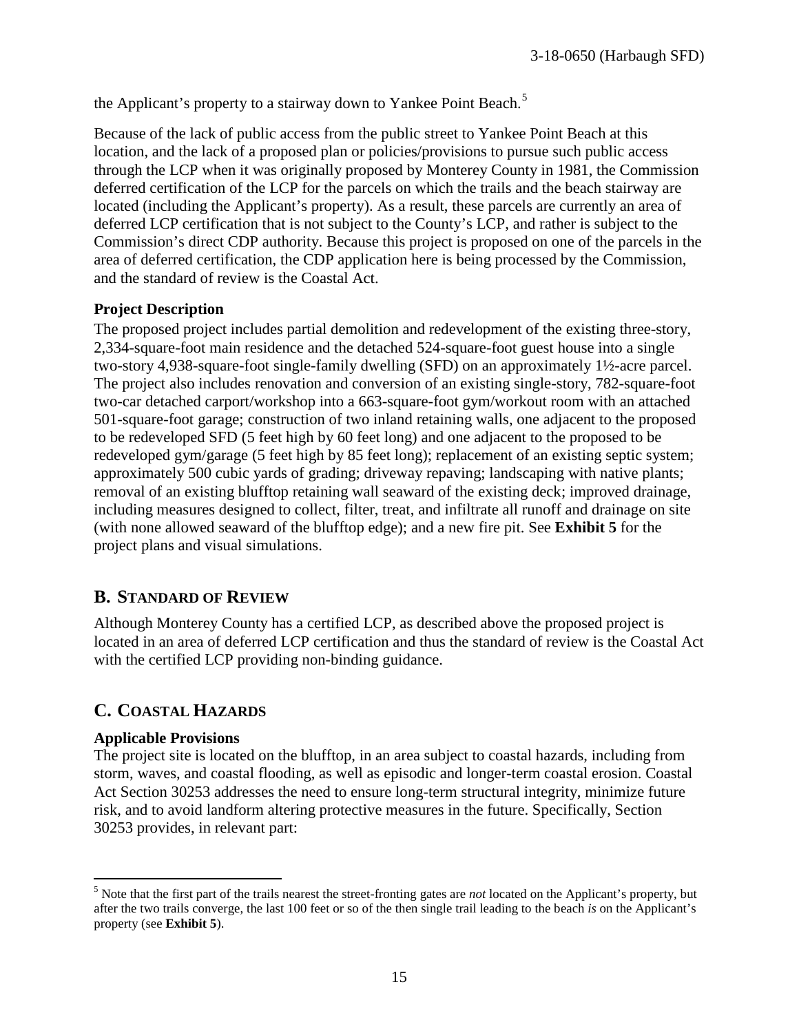the Applicant's property to a stairway down to Yankee Point Beach.[5]

Because of the lack of public access from the public street to Yankee Point Beach at this location, and the lack of a proposed plan or policies/provisions to pursue such public access through the LCP when it was originally proposed by Monterey County in 1981, the Commission deferred certification of the LCP for the parcels on which the trails and the beach stairway are located (including the Applicant's property). As a result, these parcels are currently an area of deferred LCP certification that is not subject to the County's LCP, and rather is subject to the Commission's direct CDP authority. Because this project is proposed on one of the parcels in the area of deferred certification, the CDP application here is being processed by the Commission, and the standard of review is the Coastal Act.

**Project Description**

The proposed project includes partial demolition and redevelopment of the existing three-story, 2,334-square-foot main residence and the detached 524-square-foot guest house into a single two-story 4,938-square-foot single-family dwelling (SFD) on an approximately 1½-acre parcel. The project also includes renovation and conversion of an existing single-story, 782-square-foot two-car detached carport/workshop into a 663-square-foot gym/workout room with an attached 501-square-foot garage; construction of two inland retaining walls, one adjacent to the proposed to be redeveloped SFD (5 feet high by 60 feet long) and one adjacent to the proposed to be redeveloped gym/garage (5 feet high by 85 feet long); replacement of an existing septic system; approximately 500 cubic yards of grading; driveway repaving; landscaping with native plants; removal of an existing blufftop retaining wall seaward of the existing deck; improved drainage, including measures designed to collect, filter, treat, and infiltrate all runoff and drainage on site (with none allowed seaward of the blufftop edge); and a new fire pit. See **Exhibit 5** for the project plans and visual simulations.

## B. STANDARD OF REVIEW

Although Monterey County has a certified LCP, as described above the proposed project is located in an area of deferred LCP certification and thus the standard of review is the Coastal Act with the certified LCP providing non-binding guidance.

## C. COASTAL HAZARDS

**Applicable Provisions**

The project site is located on the blufftop, in an area subject to coastal hazards, including from storm, waves, and coastal flooding, as well as episodic and longer-term coastal erosion. Coastal Act Section 30253 addresses the need to ensure long-term structural integrity, minimize future risk, and to avoid landform altering protective measures in the future. Specifically, Section 30253 provides, in relevant part:

[5] Note that the first part of the trails nearest the street-fronting gates are *not* located on the Applicant's property, but after the two trails converge, the last 100 feet or so of the then single trail leading to the beach *is* on the Applicant's property (see **Exhibit 5**).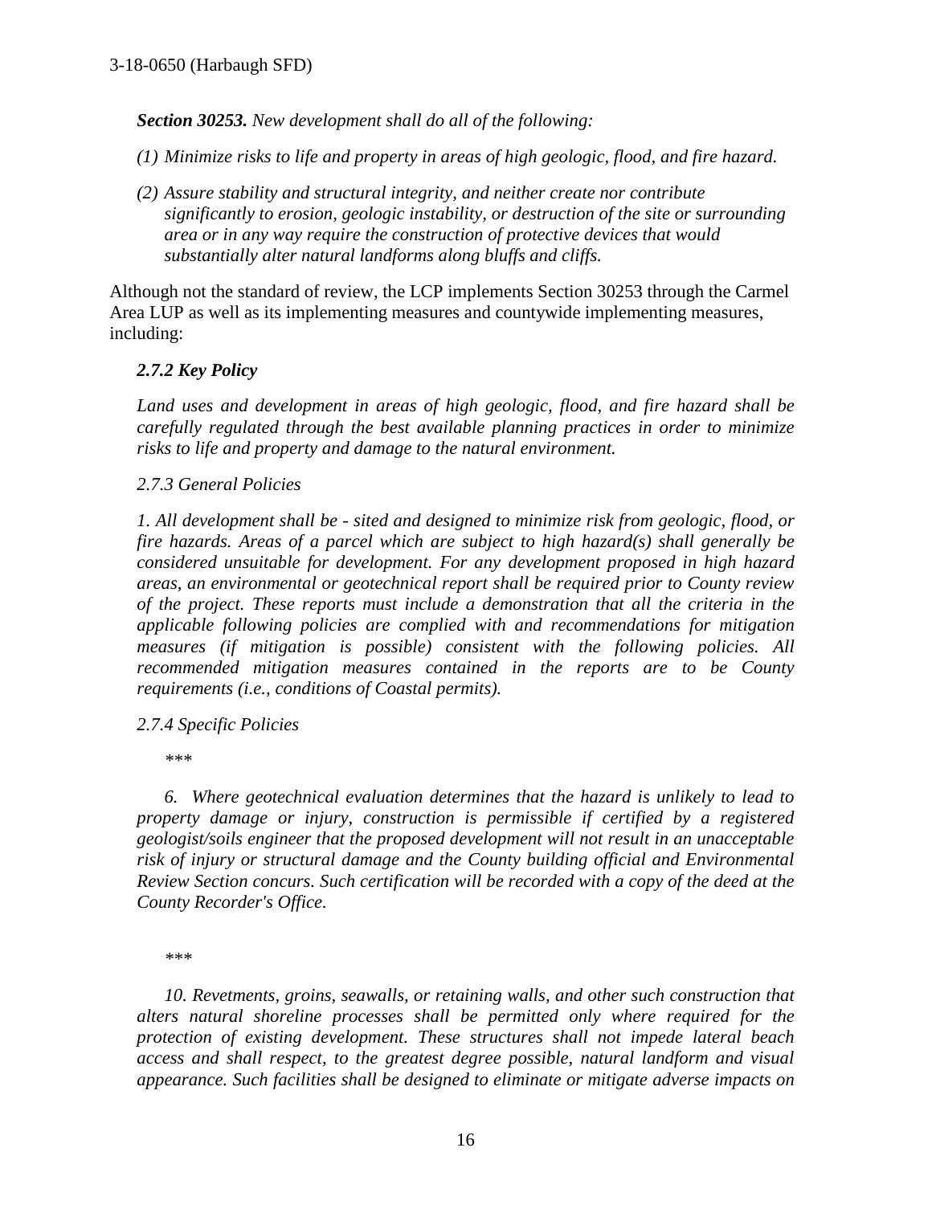***Section 30253.*** *New development shall do all of the following:*

*(1) Minimize risks to life and property in areas of high geologic, flood, and fire hazard.*

*(2) Assure stability and structural integrity, and neither create nor contribute significantly to erosion, geologic instability, or destruction of the site or surrounding area or in any way require the construction of protective devices that would substantially alter natural landforms along bluffs and cliffs.*

Although not the standard of review, the LCP implements Section 30253 through the Carmel Area LUP as well as its implementing measures and countywide implementing measures, including:

***2.7.2 Key Policy***

*Land uses and development in areas of high geologic, flood, and fire hazard shall be carefully regulated through the best available planning practices in order to minimize risks to life and property and damage to the natural environment.*

*2.7.3 General Policies*

*1. All development shall be - sited and designed to minimize risk from geologic, flood, or fire hazards. Areas of a parcel which are subject to high hazard(s) shall generally be considered unsuitable for development. For any development proposed in high hazard areas, an environmental or geotechnical report shall be required prior to County review of the project. These reports must include a demonstration that all the criteria in the applicable following policies are complied with and recommendations for mitigation measures (if mitigation is possible) consistent with the following policies. All recommended mitigation measures contained in the reports are to be County requirements (i.e., conditions of Coastal permits).*

*2.7.4 Specific Policies*

*\*\*\**

*6. Where geotechnical evaluation determines that the hazard is unlikely to lead to property damage or injury, construction is permissible if certified by a registered geologist/soils engineer that the proposed development will not result in an unacceptable risk of injury or structural damage and the County building official and Environmental Review Section concurs. Such certification will be recorded with a copy of the deed at the County Recorder's Office.*

*\*\*\**

*10. Revetments, groins, seawalls, or retaining walls, and other such construction that alters natural shoreline processes shall be permitted only where required for the protection of existing development. These structures shall not impede lateral beach access and shall respect, to the greatest degree possible, natural landform and visual appearance. Such facilities shall be designed to eliminate or mitigate adverse impacts on*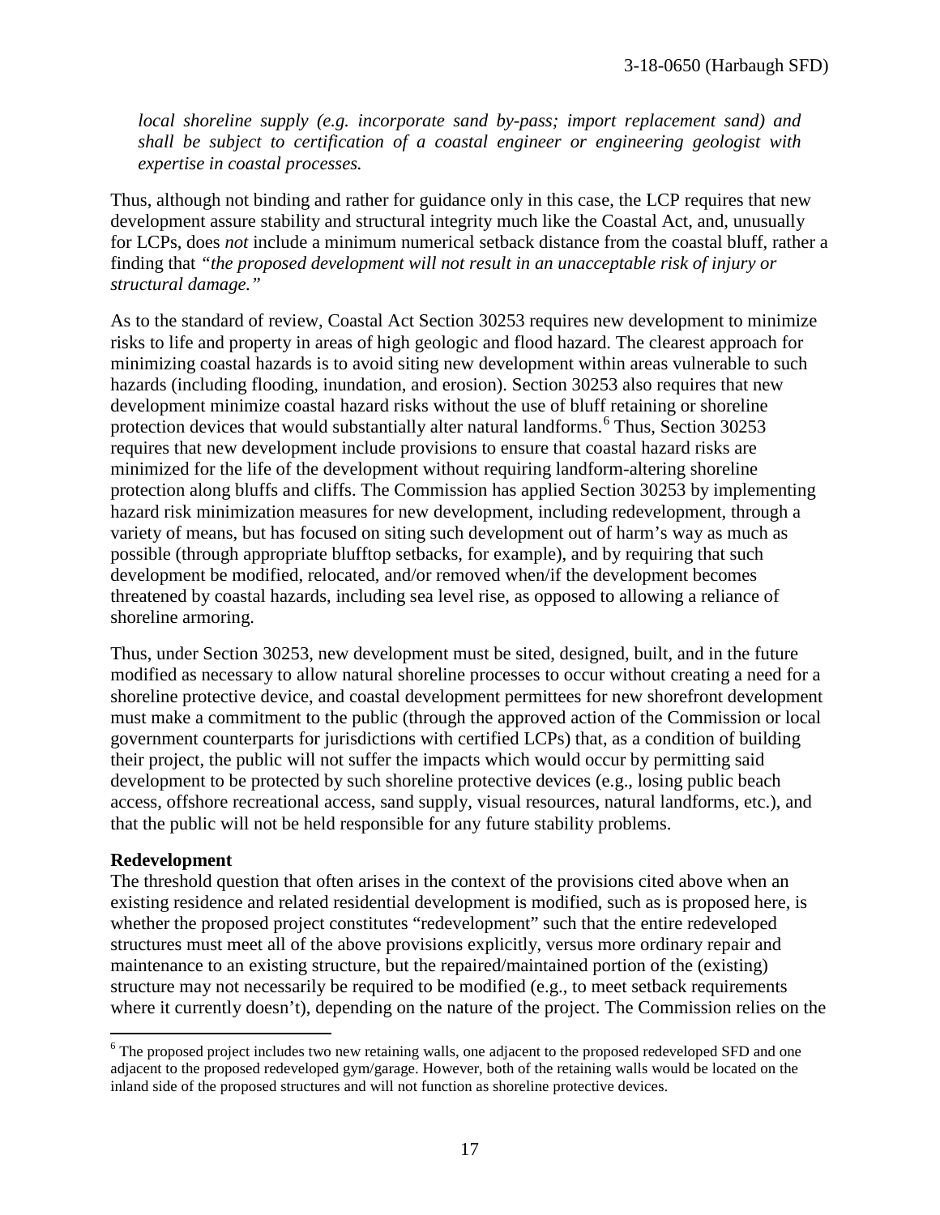*local shoreline supply (e.g. incorporate sand by-pass; import replacement sand) and shall be subject to certification of a coastal engineer or engineering geologist with expertise in coastal processes.*

Thus, although not binding and rather for guidance only in this case, the LCP requires that new development assure stability and structural integrity much like the Coastal Act, and, unusually for LCPs, does *not* include a minimum numerical setback distance from the coastal bluff, rather a finding that *"the proposed development will not result in an unacceptable risk of injury or structural damage."*

As to the standard of review, Coastal Act Section 30253 requires new development to minimize risks to life and property in areas of high geologic and flood hazard. The clearest approach for minimizing coastal hazards is to avoid siting new development within areas vulnerable to such hazards (including flooding, inundation, and erosion). Section 30253 also requires that new development minimize coastal hazard risks without the use of bluff retaining or shoreline protection devices that would substantially alter natural landforms.[6] Thus, Section 30253 requires that new development include provisions to ensure that coastal hazard risks are minimized for the life of the development without requiring landform-altering shoreline protection along bluffs and cliffs. The Commission has applied Section 30253 by implementing hazard risk minimization measures for new development, including redevelopment, through a variety of means, but has focused on siting such development out of harm's way as much as possible (through appropriate blufftop setbacks, for example), and by requiring that such development be modified, relocated, and/or removed when/if the development becomes threatened by coastal hazards, including sea level rise, as opposed to allowing a reliance of shoreline armoring.

Thus, under Section 30253, new development must be sited, designed, built, and in the future modified as necessary to allow natural shoreline processes to occur without creating a need for a shoreline protective device, and coastal development permittees for new shorefront development must make a commitment to the public (through the approved action of the Commission or local government counterparts for jurisdictions with certified LCPs) that, as a condition of building their project, the public will not suffer the impacts which would occur by permitting said development to be protected by such shoreline protective devices (e.g., losing public beach access, offshore recreational access, sand supply, visual resources, natural landforms, etc.), and that the public will not be held responsible for any future stability problems.

**Redevelopment**

The threshold question that often arises in the context of the provisions cited above when an existing residence and related residential development is modified, such as is proposed here, is whether the proposed project constitutes "redevelopment" such that the entire redeveloped structures must meet all of the above provisions explicitly, versus more ordinary repair and maintenance to an existing structure, but the repaired/maintained portion of the (existing) structure may not necessarily be required to be modified (e.g., to meet setback requirements where it currently doesn't), depending on the nature of the project. The Commission relies on the

---

[6] The proposed project includes two new retaining walls, one adjacent to the proposed redeveloped SFD and one adjacent to the proposed redeveloped gym/garage. However, both of the retaining walls would be located on the inland side of the proposed structures and will not function as shoreline protective devices.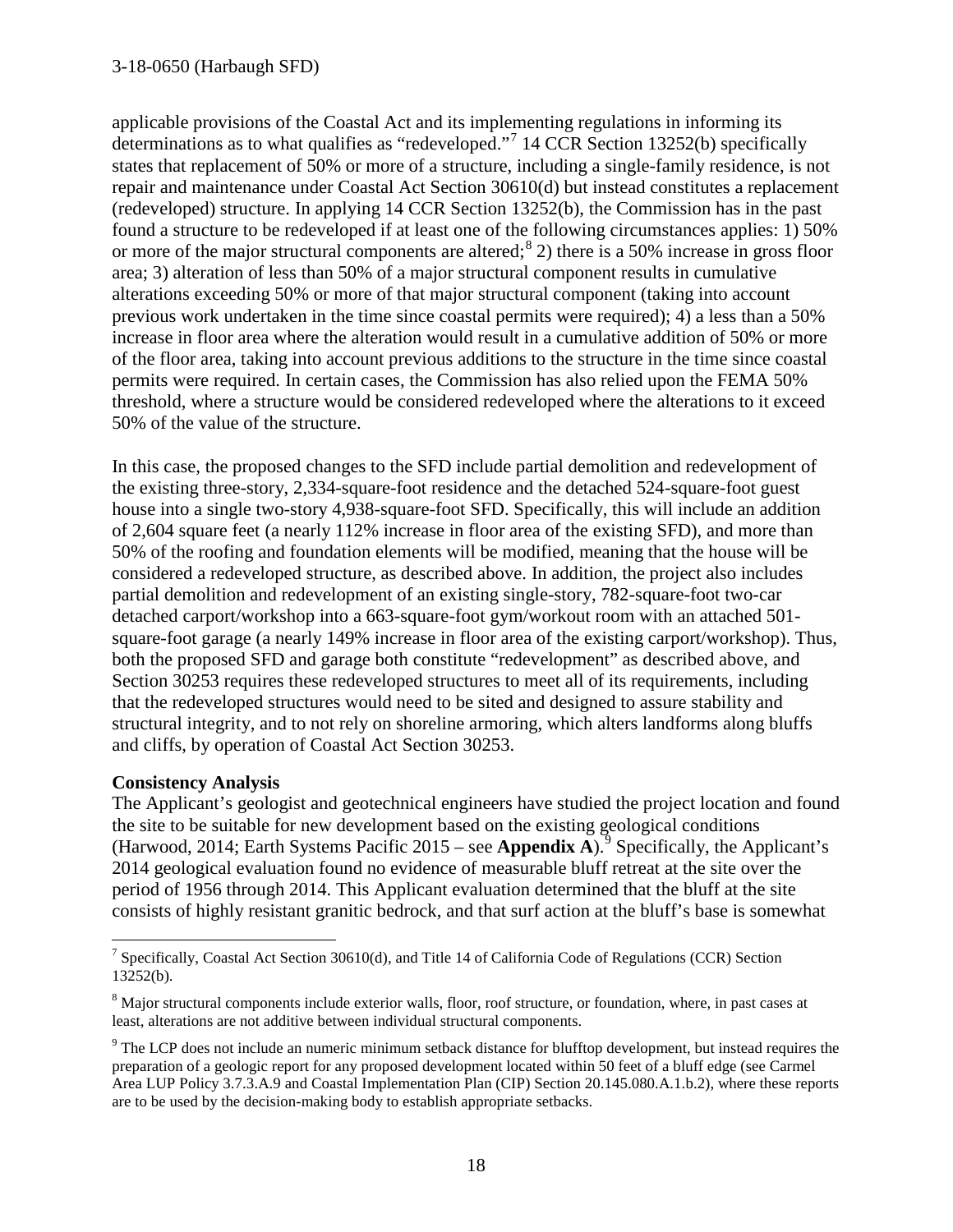applicable provisions of the Coastal Act and its implementing regulations in informing its determinations as to what qualifies as "redeveloped."[7] 14 CCR Section 13252(b) specifically states that replacement of 50% or more of a structure, including a single-family residence, is not repair and maintenance under Coastal Act Section 30610(d) but instead constitutes a replacement (redeveloped) structure. In applying 14 CCR Section 13252(b), the Commission has in the past found a structure to be redeveloped if at least one of the following circumstances applies: 1) 50% or more of the major structural components are altered;[8] 2) there is a 50% increase in gross floor area; 3) alteration of less than 50% of a major structural component results in cumulative alterations exceeding 50% or more of that major structural component (taking into account previous work undertaken in the time since coastal permits were required); 4) a less than a 50% increase in floor area where the alteration would result in a cumulative addition of 50% or more of the floor area, taking into account previous additions to the structure in the time since coastal permits were required. In certain cases, the Commission has also relied upon the FEMA 50% threshold, where a structure would be considered redeveloped where the alterations to it exceed 50% of the value of the structure.

In this case, the proposed changes to the SFD include partial demolition and redevelopment of the existing three-story, 2,334-square-foot residence and the detached 524-square-foot guest house into a single two-story 4,938-square-foot SFD. Specifically, this will include an addition of 2,604 square feet (a nearly 112% increase in floor area of the existing SFD), and more than 50% of the roofing and foundation elements will be modified, meaning that the house will be considered a redeveloped structure, as described above. In addition, the project also includes partial demolition and redevelopment of an existing single-story, 782-square-foot two-car detached carport/workshop into a 663-square-foot gym/workout room with an attached 501-square-foot garage (a nearly 149% increase in floor area of the existing carport/workshop). Thus, both the proposed SFD and garage both constitute "redevelopment" as described above, and Section 30253 requires these redeveloped structures to meet all of its requirements, including that the redeveloped structures would need to be sited and designed to assure stability and structural integrity, and to not rely on shoreline armoring, which alters landforms along bluffs and cliffs, by operation of Coastal Act Section 30253.

**Consistency Analysis**

The Applicant's geologist and geotechnical engineers have studied the project location and found the site to be suitable for new development based on the existing geological conditions (Harwood, 2014; Earth Systems Pacific 2015 – see **Appendix A**).[9] Specifically, the Applicant's 2014 geological evaluation found no evidence of measurable bluff retreat at the site over the period of 1956 through 2014. This Applicant evaluation determined that the bluff at the site consists of highly resistant granitic bedrock, and that surf action at the bluff's base is somewhat

---

[7] Specifically, Coastal Act Section 30610(d), and Title 14 of California Code of Regulations (CCR) Section 13252(b).

[8] Major structural components include exterior walls, floor, roof structure, or foundation, where, in past cases at least, alterations are not additive between individual structural components.

[9] The LCP does not include an numeric minimum setback distance for blufftop development, but instead requires the preparation of a geologic report for any proposed development located within 50 feet of a bluff edge (see Carmel Area LUP Policy 3.7.3.A.9 and Coastal Implementation Plan (CIP) Section 20.145.080.A.1.b.2), where these reports are to be used by the decision-making body to establish appropriate setbacks.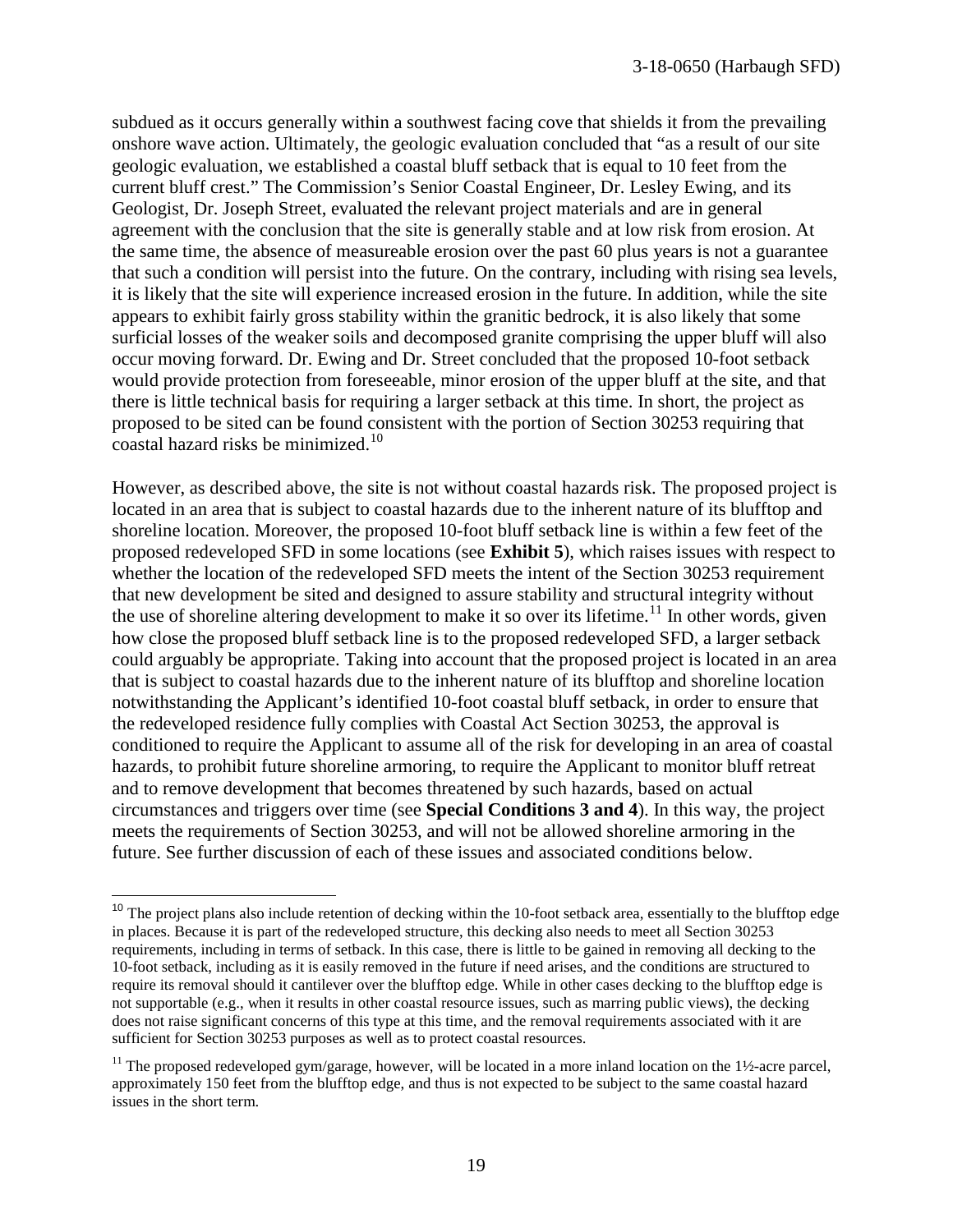subdued as it occurs generally within a southwest facing cove that shields it from the prevailing onshore wave action. Ultimately, the geologic evaluation concluded that "as a result of our site geologic evaluation, we established a coastal bluff setback that is equal to 10 feet from the current bluff crest." The Commission's Senior Coastal Engineer, Dr. Lesley Ewing, and its Geologist, Dr. Joseph Street, evaluated the relevant project materials and are in general agreement with the conclusion that the site is generally stable and at low risk from erosion. At the same time, the absence of measureable erosion over the past 60 plus years is not a guarantee that such a condition will persist into the future. On the contrary, including with rising sea levels, it is likely that the site will experience increased erosion in the future. In addition, while the site appears to exhibit fairly gross stability within the granitic bedrock, it is also likely that some surficial losses of the weaker soils and decomposed granite comprising the upper bluff will also occur moving forward. Dr. Ewing and Dr. Street concluded that the proposed 10-foot setback would provide protection from foreseeable, minor erosion of the upper bluff at the site, and that there is little technical basis for requiring a larger setback at this time. In short, the project as proposed to be sited can be found consistent with the portion of Section 30253 requiring that coastal hazard risks be minimized.[10]

However, as described above, the site is not without coastal hazards risk. The proposed project is located in an area that is subject to coastal hazards due to the inherent nature of its blufftop and shoreline location. Moreover, the proposed 10-foot bluff setback line is within a few feet of the proposed redeveloped SFD in some locations (see **Exhibit 5**), which raises issues with respect to whether the location of the redeveloped SFD meets the intent of the Section 30253 requirement that new development be sited and designed to assure stability and structural integrity without the use of shoreline altering development to make it so over its lifetime.[11] In other words, given how close the proposed bluff setback line is to the proposed redeveloped SFD, a larger setback could arguably be appropriate. Taking into account that the proposed project is located in an area that is subject to coastal hazards due to the inherent nature of its blufftop and shoreline location notwithstanding the Applicant's identified 10-foot coastal bluff setback, in order to ensure that the redeveloped residence fully complies with Coastal Act Section 30253, the approval is conditioned to require the Applicant to assume all of the risk for developing in an area of coastal hazards, to prohibit future shoreline armoring, to require the Applicant to monitor bluff retreat and to remove development that becomes threatened by such hazards, based on actual circumstances and triggers over time (see **Special Conditions 3 and 4**). In this way, the project meets the requirements of Section 30253, and will not be allowed shoreline armoring in the future. See further discussion of each of these issues and associated conditions below.

---

[10] The project plans also include retention of decking within the 10-foot setback area, essentially to the blufftop edge in places. Because it is part of the redeveloped structure, this decking also needs to meet all Section 30253 requirements, including in terms of setback. In this case, there is little to be gained in removing all decking to the 10-foot setback, including as it is easily removed in the future if need arises, and the conditions are structured to require its removal should it cantilever over the blufftop edge. While in other cases decking to the blufftop edge is not supportable (e.g., when it results in other coastal resource issues, such as marring public views), the decking does not raise significant concerns of this type at this time, and the removal requirements associated with it are sufficient for Section 30253 purposes as well as to protect coastal resources.

[11] The proposed redeveloped gym/garage, however, will be located in a more inland location on the 1½-acre parcel, approximately 150 feet from the blufftop edge, and thus is not expected to be subject to the same coastal hazard issues in the short term.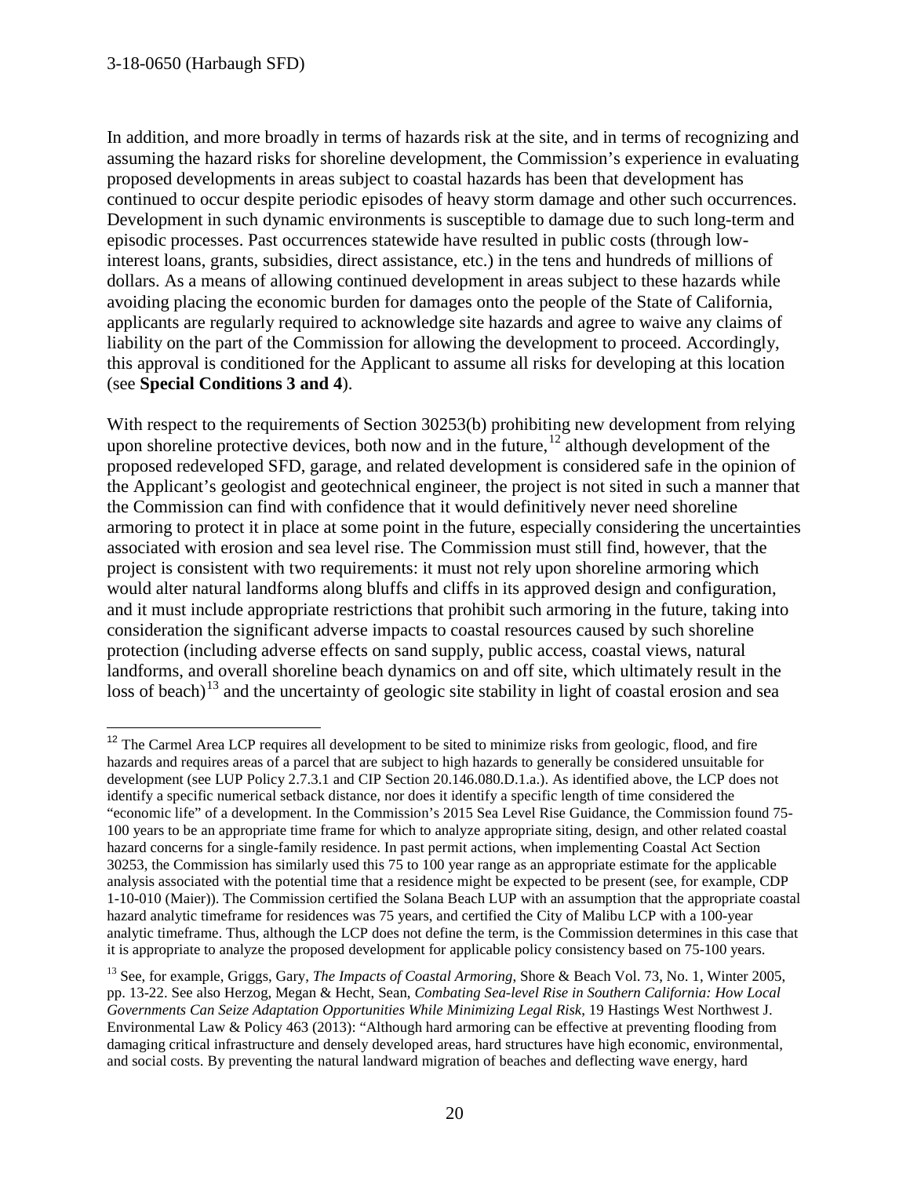In addition, and more broadly in terms of hazards risk at the site, and in terms of recognizing and assuming the hazard risks for shoreline development, the Commission's experience in evaluating proposed developments in areas subject to coastal hazards has been that development has continued to occur despite periodic episodes of heavy storm damage and other such occurrences. Development in such dynamic environments is susceptible to damage due to such long-term and episodic processes. Past occurrences statewide have resulted in public costs (through low-interest loans, grants, subsidies, direct assistance, etc.) in the tens and hundreds of millions of dollars. As a means of allowing continued development in areas subject to these hazards while avoiding placing the economic burden for damages onto the people of the State of California, applicants are regularly required to acknowledge site hazards and agree to waive any claims of liability on the part of the Commission for allowing the development to proceed. Accordingly, this approval is conditioned for the Applicant to assume all risks for developing at this location (see **Special Conditions 3 and 4**).

With respect to the requirements of Section 30253(b) prohibiting new development from relying upon shoreline protective devices, both now and in the future,[12] although development of the proposed redeveloped SFD, garage, and related development is considered safe in the opinion of the Applicant's geologist and geotechnical engineer, the project is not sited in such a manner that the Commission can find with confidence that it would definitively never need shoreline armoring to protect it in place at some point in the future, especially considering the uncertainties associated with erosion and sea level rise. The Commission must still find, however, that the project is consistent with two requirements: it must not rely upon shoreline armoring which would alter natural landforms along bluffs and cliffs in its approved design and configuration, and it must include appropriate restrictions that prohibit such armoring in the future, taking into consideration the significant adverse impacts to coastal resources caused by such shoreline protection (including adverse effects on sand supply, public access, coastal views, natural landforms, and overall shoreline beach dynamics on and off site, which ultimately result in the loss of beach)[13] and the uncertainty of geologic site stability in light of coastal erosion and sea

---

[12] The Carmel Area LCP requires all development to be sited to minimize risks from geologic, flood, and fire hazards and requires areas of a parcel that are subject to high hazards to generally be considered unsuitable for development (see LUP Policy 2.7.3.1 and CIP Section 20.146.080.D.1.a.). As identified above, the LCP does not identify a specific numerical setback distance, nor does it identify a specific length of time considered the "economic life" of a development. In the Commission's 2015 Sea Level Rise Guidance, the Commission found 75-100 years to be an appropriate time frame for which to analyze appropriate siting, design, and other related coastal hazard concerns for a single-family residence. In past permit actions, when implementing Coastal Act Section 30253, the Commission has similarly used this 75 to 100 year range as an appropriate estimate for the applicable analysis associated with the potential time that a residence might be expected to be present (see, for example, CDP 1-10-010 (Maier)). The Commission certified the Solana Beach LUP with an assumption that the appropriate coastal hazard analytic timeframe for residences was 75 years, and certified the City of Malibu LCP with a 100-year analytic timeframe. Thus, although the LCP does not define the term, is the Commission determines in this case that it is appropriate to analyze the proposed development for applicable policy consistency based on 75-100 years.

[13] See, for example, Griggs, Gary, *The Impacts of Coastal Armoring*, Shore & Beach Vol. 73, No. 1, Winter 2005, pp. 13-22. See also Herzog, Megan & Hecht, Sean, *Combating Sea-level Rise in Southern California: How Local Governments Can Seize Adaptation Opportunities While Minimizing Legal Risk*, 19 Hastings West Northwest J. Environmental Law & Policy 463 (2013): "Although hard armoring can be effective at preventing flooding from damaging critical infrastructure and densely developed areas, hard structures have high economic, environmental, and social costs. By preventing the natural landward migration of beaches and deflecting wave energy, hard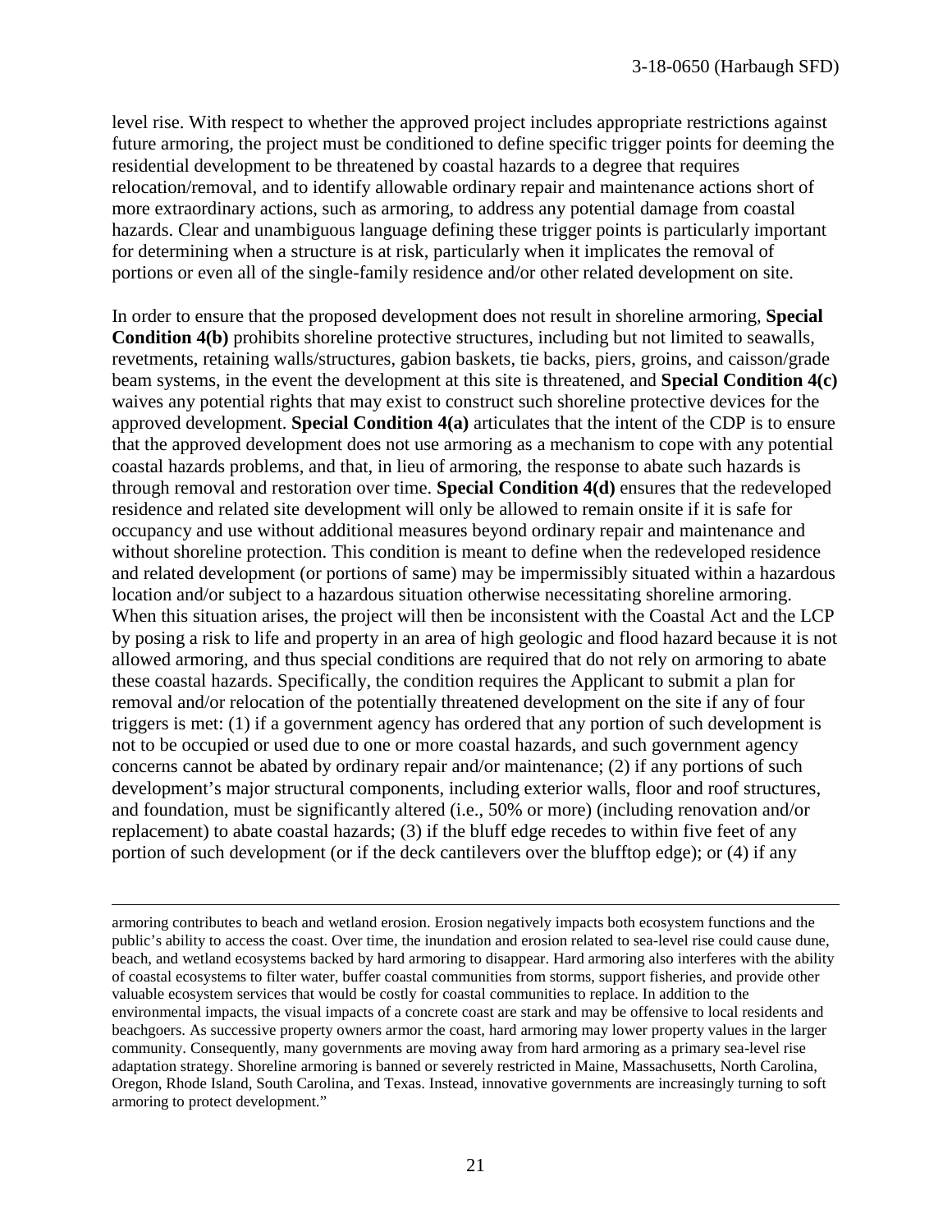level rise. With respect to whether the approved project includes appropriate restrictions against future armoring, the project must be conditioned to define specific trigger points for deeming the residential development to be threatened by coastal hazards to a degree that requires relocation/removal, and to identify allowable ordinary repair and maintenance actions short of more extraordinary actions, such as armoring, to address any potential damage from coastal hazards. Clear and unambiguous language defining these trigger points is particularly important for determining when a structure is at risk, particularly when it implicates the removal of portions or even all of the single-family residence and/or other related development on site.

In order to ensure that the proposed development does not result in shoreline armoring, **Special Condition 4(b)** prohibits shoreline protective structures, including but not limited to seawalls, revetments, retaining walls/structures, gabion baskets, tie backs, piers, groins, and caisson/grade beam systems, in the event the development at this site is threatened, and **Special Condition 4(c)** waives any potential rights that may exist to construct such shoreline protective devices for the approved development. **Special Condition 4(a)** articulates that the intent of the CDP is to ensure that the approved development does not use armoring as a mechanism to cope with any potential coastal hazards problems, and that, in lieu of armoring, the response to abate such hazards is through removal and restoration over time. **Special Condition 4(d)** ensures that the redeveloped residence and related site development will only be allowed to remain onsite if it is safe for occupancy and use without additional measures beyond ordinary repair and maintenance and without shoreline protection. This condition is meant to define when the redeveloped residence and related development (or portions of same) may be impermissibly situated within a hazardous location and/or subject to a hazardous situation otherwise necessitating shoreline armoring. When this situation arises, the project will then be inconsistent with the Coastal Act and the LCP by posing a risk to life and property in an area of high geologic and flood hazard because it is not allowed armoring, and thus special conditions are required that do not rely on armoring to abate these coastal hazards. Specifically, the condition requires the Applicant to submit a plan for removal and/or relocation of the potentially threatened development on the site if any of four triggers is met: (1) if a government agency has ordered that any portion of such development is not to be occupied or used due to one or more coastal hazards, and such government agency concerns cannot be abated by ordinary repair and/or maintenance; (2) if any portions of such development's major structural components, including exterior walls, floor and roof structures, and foundation, must be significantly altered (i.e., 50% or more) (including renovation and/or replacement) to abate coastal hazards; (3) if the bluff edge recedes to within five feet of any portion of such development (or if the deck cantilevers over the blufftop edge); or (4) if any

---

armoring contributes to beach and wetland erosion. Erosion negatively impacts both ecosystem functions and the public's ability to access the coast. Over time, the inundation and erosion related to sea-level rise could cause dune, beach, and wetland ecosystems backed by hard armoring to disappear. Hard armoring also interferes with the ability of coastal ecosystems to filter water, buffer coastal communities from storms, support fisheries, and provide other valuable ecosystem services that would be costly for coastal communities to replace. In addition to the environmental impacts, the visual impacts of a concrete coast are stark and may be offensive to local residents and beachgoers. As successive property owners armor the coast, hard armoring may lower property values in the larger community. Consequently, many governments are moving away from hard armoring as a primary sea-level rise adaptation strategy. Shoreline armoring is banned or severely restricted in Maine, Massachusetts, North Carolina, Oregon, Rhode Island, South Carolina, and Texas. Instead, innovative governments are increasingly turning to soft armoring to protect development."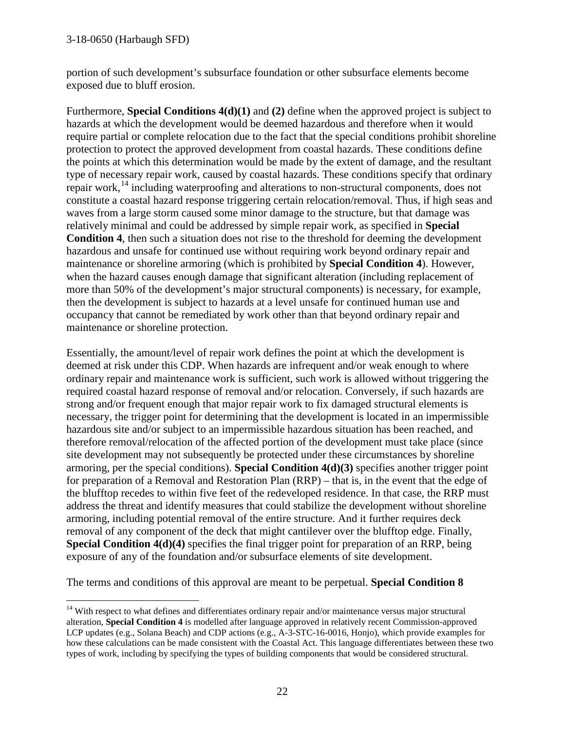portion of such development's subsurface foundation or other subsurface elements become exposed due to bluff erosion.

Furthermore, **Special Conditions 4(d)(1)** and **(2)** define when the approved project is subject to hazards at which the development would be deemed hazardous and therefore when it would require partial or complete relocation due to the fact that the special conditions prohibit shoreline protection to protect the approved development from coastal hazards. These conditions define the points at which this determination would be made by the extent of damage, and the resultant type of necessary repair work, caused by coastal hazards. These conditions specify that ordinary repair work,[14] including waterproofing and alterations to non-structural components, does not constitute a coastal hazard response triggering certain relocation/removal. Thus, if high seas and waves from a large storm caused some minor damage to the structure, but that damage was relatively minimal and could be addressed by simple repair work, as specified in **Special Condition 4**, then such a situation does not rise to the threshold for deeming the development hazardous and unsafe for continued use without requiring work beyond ordinary repair and maintenance or shoreline armoring (which is prohibited by **Special Condition 4**). However, when the hazard causes enough damage that significant alteration (including replacement of more than 50% of the development's major structural components) is necessary, for example, then the development is subject to hazards at a level unsafe for continued human use and occupancy that cannot be remediated by work other than that beyond ordinary repair and maintenance or shoreline protection.

Essentially, the amount/level of repair work defines the point at which the development is deemed at risk under this CDP. When hazards are infrequent and/or weak enough to where ordinary repair and maintenance work is sufficient, such work is allowed without triggering the required coastal hazard response of removal and/or relocation. Conversely, if such hazards are strong and/or frequent enough that major repair work to fix damaged structural elements is necessary, the trigger point for determining that the development is located in an impermissible hazardous site and/or subject to an impermissible hazardous situation has been reached, and therefore removal/relocation of the affected portion of the development must take place (since site development may not subsequently be protected under these circumstances by shoreline armoring, per the special conditions). **Special Condition 4(d)(3)** specifies another trigger point for preparation of a Removal and Restoration Plan (RRP) – that is, in the event that the edge of the blufftop recedes to within five feet of the redeveloped residence. In that case, the RRP must address the threat and identify measures that could stabilize the development without shoreline armoring, including potential removal of the entire structure. And it further requires deck removal of any component of the deck that might cantilever over the blufftop edge. Finally, **Special Condition 4(d)(4)** specifies the final trigger point for preparation of an RRP, being exposure of any of the foundation and/or subsurface elements of site development.

The terms and conditions of this approval are meant to be perpetual. **Special Condition 8**

---

[14] With respect to what defines and differentiates ordinary repair and/or maintenance versus major structural alteration, **Special Condition 4** is modelled after language approved in relatively recent Commission-approved LCP updates (e.g., Solana Beach) and CDP actions (e.g., A-3-STC-16-0016, Honjo), which provide examples for how these calculations can be made consistent with the Coastal Act. This language differentiates between these two types of work, including by specifying the types of building components that would be considered structural.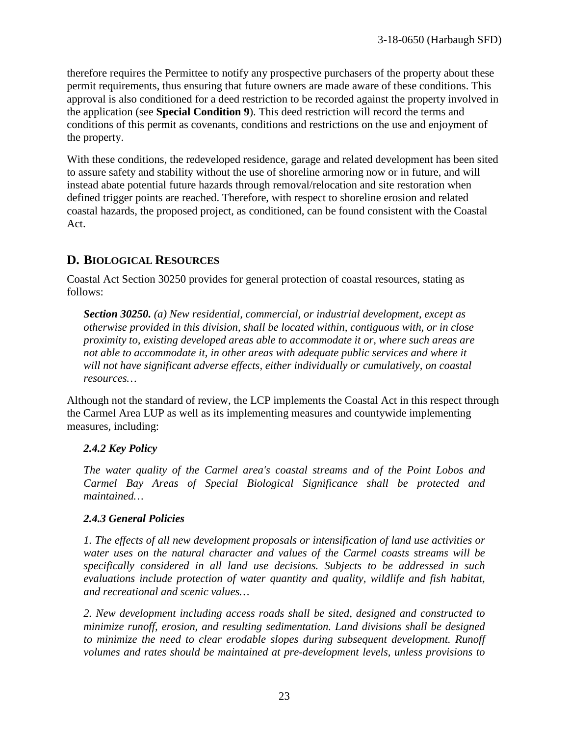therefore requires the Permittee to notify any prospective purchasers of the property about these permit requirements, thus ensuring that future owners are made aware of these conditions. This approval is also conditioned for a deed restriction to be recorded against the property involved in the application (see **Special Condition 9**). This deed restriction will record the terms and conditions of this permit as covenants, conditions and restrictions on the use and enjoyment of the property.

With these conditions, the redeveloped residence, garage and related development has been sited to assure safety and stability without the use of shoreline armoring now or in future, and will instead abate potential future hazards through removal/relocation and site restoration when defined trigger points are reached. Therefore, with respect to shoreline erosion and related coastal hazards, the proposed project, as conditioned, can be found consistent with the Coastal Act.

## D. BIOLOGICAL RESOURCES

Coastal Act Section 30250 provides for general protection of coastal resources, stating as follows:

> ***Section 30250.*** *(a) New residential, commercial, or industrial development, except as otherwise provided in this division, shall be located within, contiguous with, or in close proximity to, existing developed areas able to accommodate it or, where such areas are not able to accommodate it, in other areas with adequate public services and where it will not have significant adverse effects, either individually or cumulatively, on coastal resources…*

Although not the standard of review, the LCP implements the Coastal Act in this respect through the Carmel Area LUP as well as its implementing measures and countywide implementing measures, including:

> ***2.4.2 Key Policy***
>
> *The water quality of the Carmel area's coastal streams and of the Point Lobos and Carmel Bay Areas of Special Biological Significance shall be protected and maintained…*
>
> ***2.4.3 General Policies***
>
> *1. The effects of all new development proposals or intensification of land use activities or water uses on the natural character and values of the Carmel coasts streams will be specifically considered in all land use decisions. Subjects to be addressed in such evaluations include protection of water quantity and quality, wildlife and fish habitat, and recreational and scenic values…*
>
> *2. New development including access roads shall be sited, designed and constructed to minimize runoff, erosion, and resulting sedimentation. Land divisions shall be designed to minimize the need to clear erodable slopes during subsequent development. Runoff volumes and rates should be maintained at pre-development levels, unless provisions to*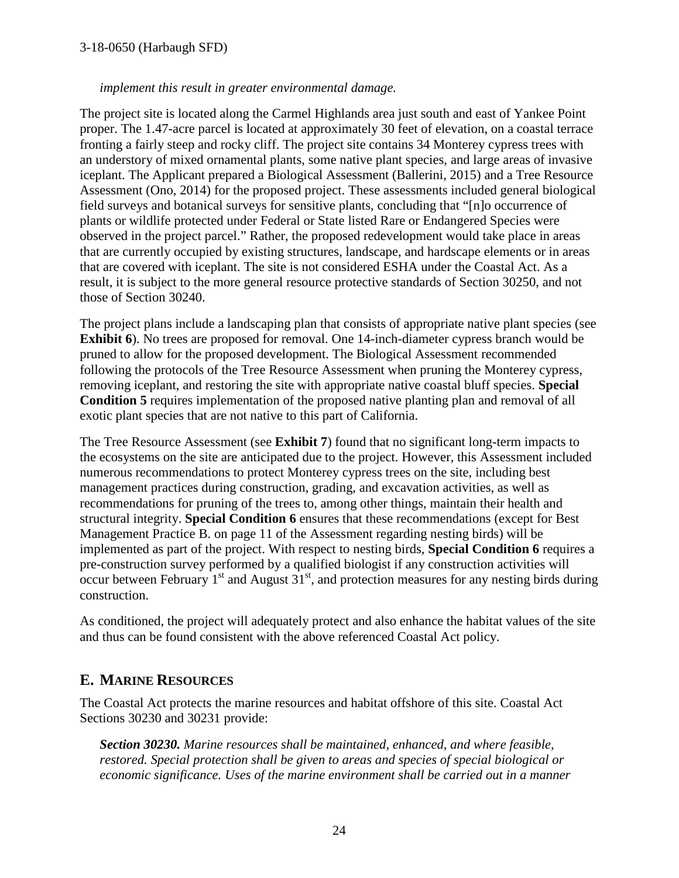*implement this result in greater environmental damage.*

The project site is located along the Carmel Highlands area just south and east of Yankee Point proper. The 1.47-acre parcel is located at approximately 30 feet of elevation, on a coastal terrace fronting a fairly steep and rocky cliff. The project site contains 34 Monterey cypress trees with an understory of mixed ornamental plants, some native plant species, and large areas of invasive iceplant. The Applicant prepared a Biological Assessment (Ballerini, 2015) and a Tree Resource Assessment (Ono, 2014) for the proposed project. These assessments included general biological field surveys and botanical surveys for sensitive plants, concluding that "[n]o occurrence of plants or wildlife protected under Federal or State listed Rare or Endangered Species were observed in the project parcel." Rather, the proposed redevelopment would take place in areas that are currently occupied by existing structures, landscape, and hardscape elements or in areas that are covered with iceplant. The site is not considered ESHA under the Coastal Act. As a result, it is subject to the more general resource protective standards of Section 30250, and not those of Section 30240.

The project plans include a landscaping plan that consists of appropriate native plant species (see **Exhibit 6**). No trees are proposed for removal. One 14-inch-diameter cypress branch would be pruned to allow for the proposed development. The Biological Assessment recommended following the protocols of the Tree Resource Assessment when pruning the Monterey cypress, removing iceplant, and restoring the site with appropriate native coastal bluff species. **Special Condition 5** requires implementation of the proposed native planting plan and removal of all exotic plant species that are not native to this part of California.

The Tree Resource Assessment (see **Exhibit 7**) found that no significant long-term impacts to the ecosystems on the site are anticipated due to the project. However, this Assessment included numerous recommendations to protect Monterey cypress trees on the site, including best management practices during construction, grading, and excavation activities, as well as recommendations for pruning of the trees to, among other things, maintain their health and structural integrity. **Special Condition 6** ensures that these recommendations (except for Best Management Practice B. on page 11 of the Assessment regarding nesting birds) will be implemented as part of the project. With respect to nesting birds, **Special Condition 6** requires a pre-construction survey performed by a qualified biologist if any construction activities will occur between February 1st and August 31st, and protection measures for any nesting birds during construction.

As conditioned, the project will adequately protect and also enhance the habitat values of the site and thus can be found consistent with the above referenced Coastal Act policy.

## E. MARINE RESOURCES

The Coastal Act protects the marine resources and habitat offshore of this site. Coastal Act Sections 30230 and 30231 provide:

> ***Section 30230.*** *Marine resources shall be maintained, enhanced, and where feasible, restored. Special protection shall be given to areas and species of special biological or economic significance. Uses of the marine environment shall be carried out in a manner*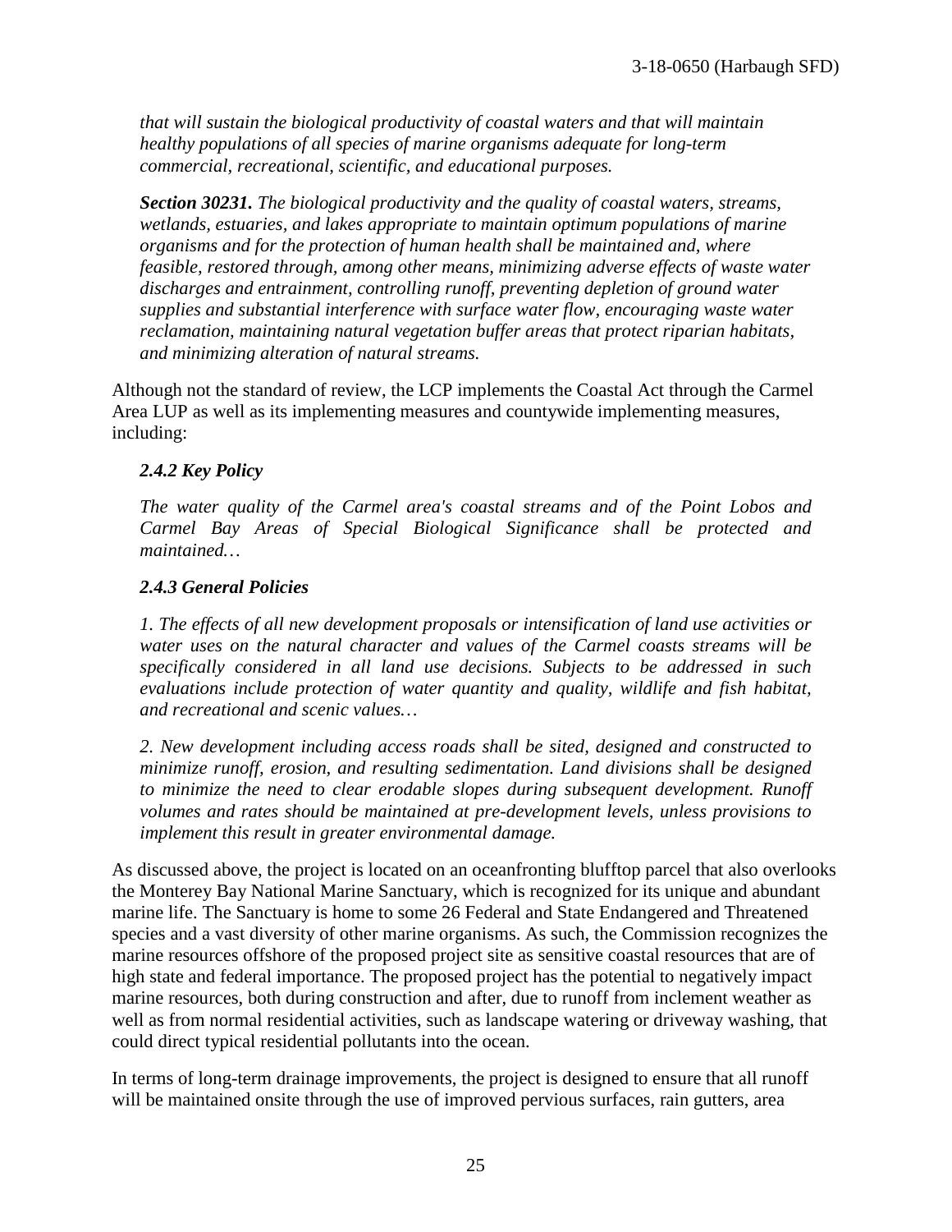*that will sustain the biological productivity of coastal waters and that will maintain healthy populations of all species of marine organisms adequate for long-term commercial, recreational, scientific, and educational purposes.*

***Section 30231.*** *The biological productivity and the quality of coastal waters, streams, wetlands, estuaries, and lakes appropriate to maintain optimum populations of marine organisms and for the protection of human health shall be maintained and, where feasible, restored through, among other means, minimizing adverse effects of waste water discharges and entrainment, controlling runoff, preventing depletion of ground water supplies and substantial interference with surface water flow, encouraging waste water reclamation, maintaining natural vegetation buffer areas that protect riparian habitats, and minimizing alteration of natural streams.*

Although not the standard of review, the LCP implements the Coastal Act through the Carmel Area LUP as well as its implementing measures and countywide implementing measures, including:

***2.4.2 Key Policy***

*The water quality of the Carmel area's coastal streams and of the Point Lobos and Carmel Bay Areas of Special Biological Significance shall be protected and maintained…*

***2.4.3 General Policies***

*1. The effects of all new development proposals or intensification of land use activities or water uses on the natural character and values of the Carmel coasts streams will be specifically considered in all land use decisions. Subjects to be addressed in such evaluations include protection of water quantity and quality, wildlife and fish habitat, and recreational and scenic values…*

*2. New development including access roads shall be sited, designed and constructed to minimize runoff, erosion, and resulting sedimentation. Land divisions shall be designed to minimize the need to clear erodable slopes during subsequent development. Runoff volumes and rates should be maintained at pre-development levels, unless provisions to implement this result in greater environmental damage.*

As discussed above, the project is located on an oceanfronting blufftop parcel that also overlooks the Monterey Bay National Marine Sanctuary, which is recognized for its unique and abundant marine life. The Sanctuary is home to some 26 Federal and State Endangered and Threatened species and a vast diversity of other marine organisms. As such, the Commission recognizes the marine resources offshore of the proposed project site as sensitive coastal resources that are of high state and federal importance. The proposed project has the potential to negatively impact marine resources, both during construction and after, due to runoff from inclement weather as well as from normal residential activities, such as landscape watering or driveway washing, that could direct typical residential pollutants into the ocean.

In terms of long-term drainage improvements, the project is designed to ensure that all runoff will be maintained onsite through the use of improved pervious surfaces, rain gutters, area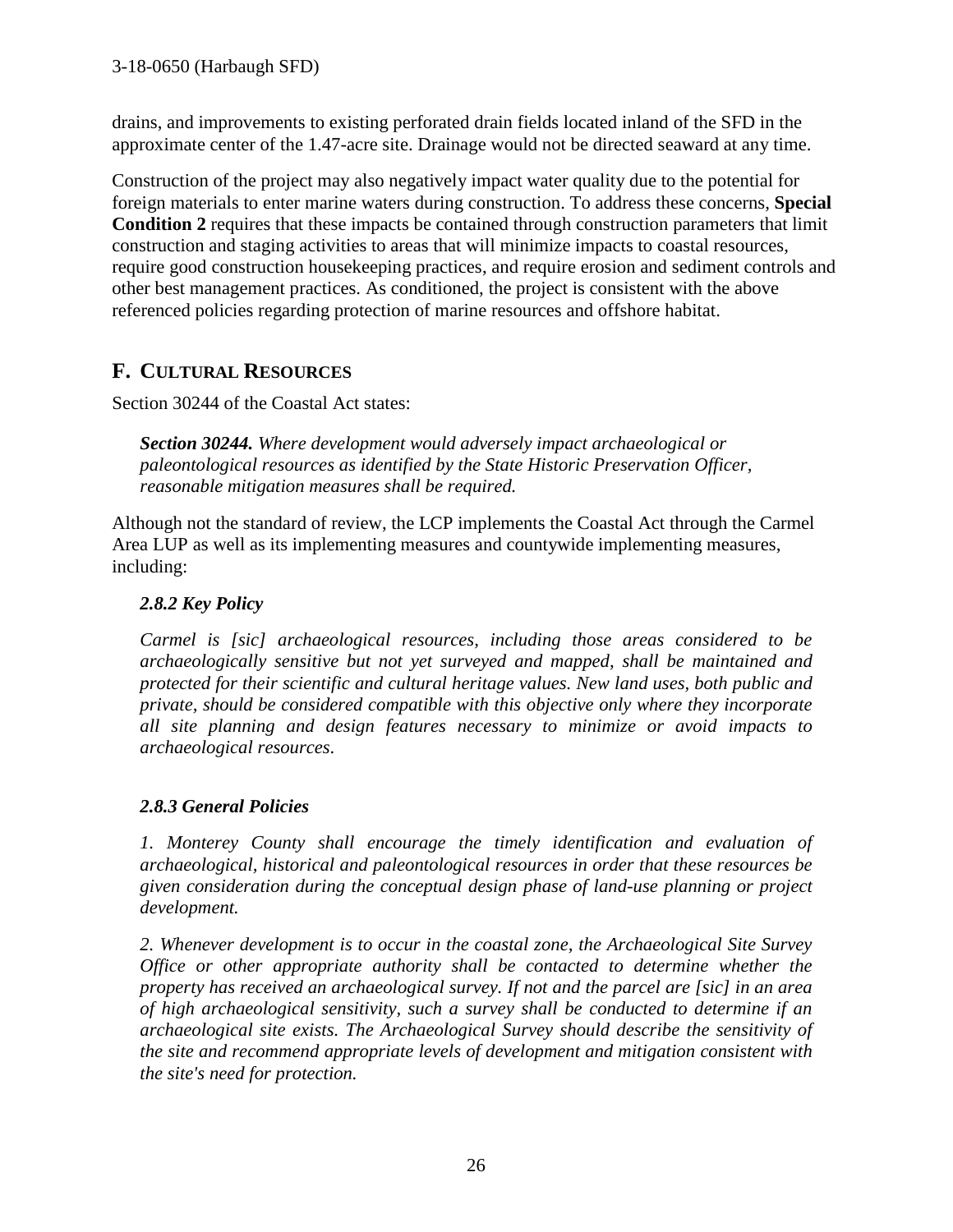drains, and improvements to existing perforated drain fields located inland of the SFD in the approximate center of the 1.47-acre site. Drainage would not be directed seaward at any time.

Construction of the project may also negatively impact water quality due to the potential for foreign materials to enter marine waters during construction. To address these concerns, **Special Condition 2** requires that these impacts be contained through construction parameters that limit construction and staging activities to areas that will minimize impacts to coastal resources, require good construction housekeeping practices, and require erosion and sediment controls and other best management practices. As conditioned, the project is consistent with the above referenced policies regarding protection of marine resources and offshore habitat.

## F. Cultural Resources

Section 30244 of the Coastal Act states:

> ***Section 30244.*** *Where development would adversely impact archaeological or paleontological resources as identified by the State Historic Preservation Officer, reasonable mitigation measures shall be required.*

Although not the standard of review, the LCP implements the Coastal Act through the Carmel Area LUP as well as its implementing measures and countywide implementing measures, including:

> ***2.8.2 Key Policy***
>
> *Carmel is [sic] archaeological resources, including those areas considered to be archaeologically sensitive but not yet surveyed and mapped, shall be maintained and protected for their scientific and cultural heritage values. New land uses, both public and private, should be considered compatible with this objective only where they incorporate all site planning and design features necessary to minimize or avoid impacts to archaeological resources.*
>
> ***2.8.3 General Policies***
>
> *1. Monterey County shall encourage the timely identification and evaluation of archaeological, historical and paleontological resources in order that these resources be given consideration during the conceptual design phase of land-use planning or project development.*
>
> *2. Whenever development is to occur in the coastal zone, the Archaeological Site Survey Office or other appropriate authority shall be contacted to determine whether the property has received an archaeological survey. If not and the parcel are [sic] in an area of high archaeological sensitivity, such a survey shall be conducted to determine if an archaeological site exists. The Archaeological Survey should describe the sensitivity of the site and recommend appropriate levels of development and mitigation consistent with the site's need for protection.*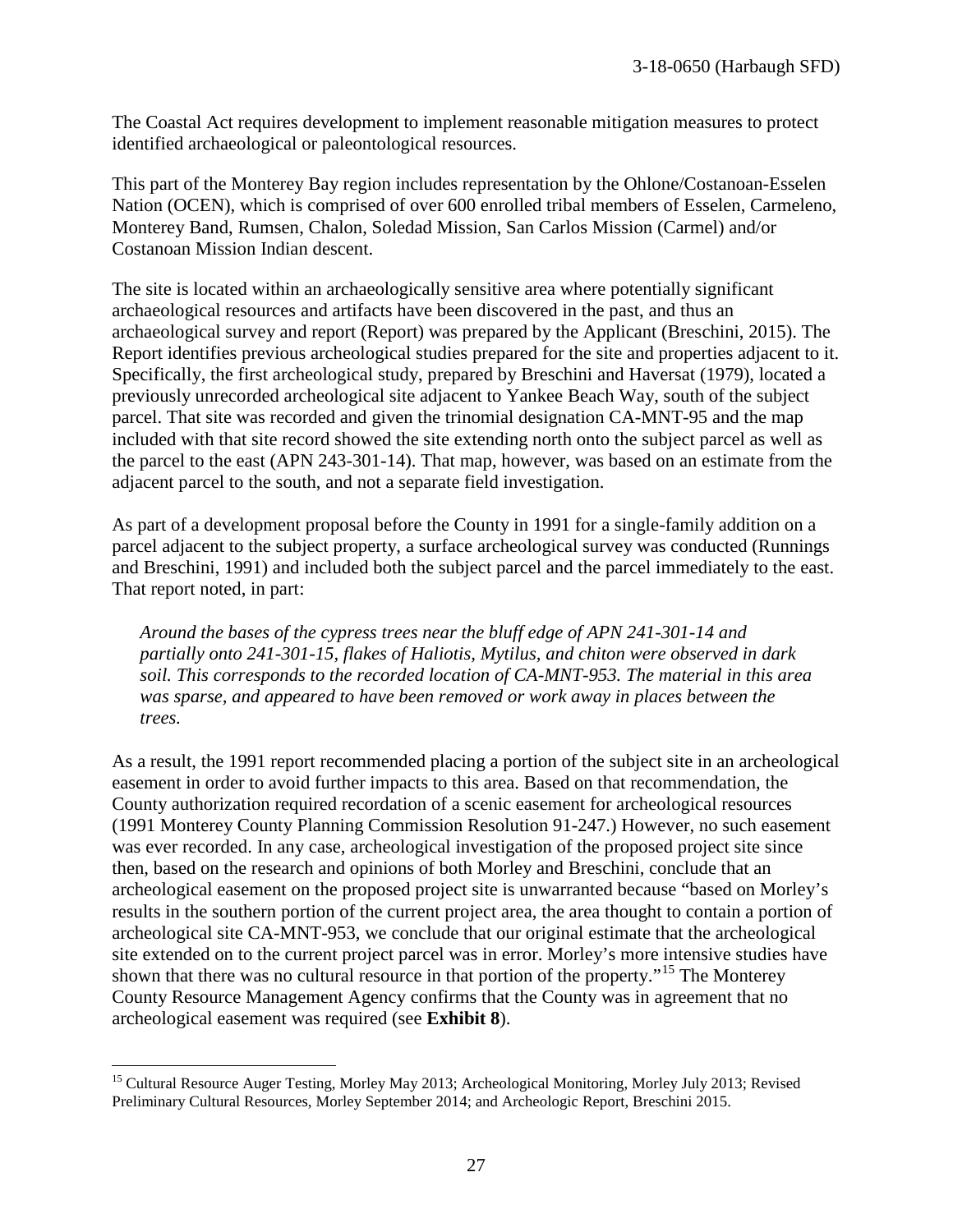The Coastal Act requires development to implement reasonable mitigation measures to protect identified archaeological or paleontological resources.

This part of the Monterey Bay region includes representation by the Ohlone/Costanoan-Esselen Nation (OCEN), which is comprised of over 600 enrolled tribal members of Esselen, Carmeleno, Monterey Band, Rumsen, Chalon, Soledad Mission, San Carlos Mission (Carmel) and/or Costanoan Mission Indian descent.

The site is located within an archaeologically sensitive area where potentially significant archaeological resources and artifacts have been discovered in the past, and thus an archaeological survey and report (Report) was prepared by the Applicant (Breschini, 2015). The Report identifies previous archeological studies prepared for the site and properties adjacent to it. Specifically, the first archeological study, prepared by Breschini and Haversat (1979), located a previously unrecorded archeological site adjacent to Yankee Beach Way, south of the subject parcel. That site was recorded and given the trinomial designation CA-MNT-95 and the map included with that site record showed the site extending north onto the subject parcel as well as the parcel to the east (APN 243-301-14). That map, however, was based on an estimate from the adjacent parcel to the south, and not a separate field investigation.

As part of a development proposal before the County in 1991 for a single-family addition on a parcel adjacent to the subject property, a surface archeological survey was conducted (Runnings and Breschini, 1991) and included both the subject parcel and the parcel immediately to the east. That report noted, in part:

> *Around the bases of the cypress trees near the bluff edge of APN 241-301-14 and partially onto 241-301-15, flakes of Haliotis, Mytilus, and chiton were observed in dark soil. This corresponds to the recorded location of CA-MNT-953. The material in this area was sparse, and appeared to have been removed or work away in places between the trees.*

As a result, the 1991 report recommended placing a portion of the subject site in an archeological easement in order to avoid further impacts to this area. Based on that recommendation, the County authorization required recordation of a scenic easement for archeological resources (1991 Monterey County Planning Commission Resolution 91-247.) However, no such easement was ever recorded. In any case, archeological investigation of the proposed project site since then, based on the research and opinions of both Morley and Breschini, conclude that an archeological easement on the proposed project site is unwarranted because "based on Morley's results in the southern portion of the current project area, the area thought to contain a portion of archeological site CA-MNT-953, we conclude that our original estimate that the archeological site extended on to the current project parcel was in error. Morley's more intensive studies have shown that there was no cultural resource in that portion of the property."[15] The Monterey County Resource Management Agency confirms that the County was in agreement that no archeological easement was required (see **Exhibit 8**).

---

[15] Cultural Resource Auger Testing, Morley May 2013; Archeological Monitoring, Morley July 2013; Revised Preliminary Cultural Resources, Morley September 2014; and Archeologic Report, Breschini 2015.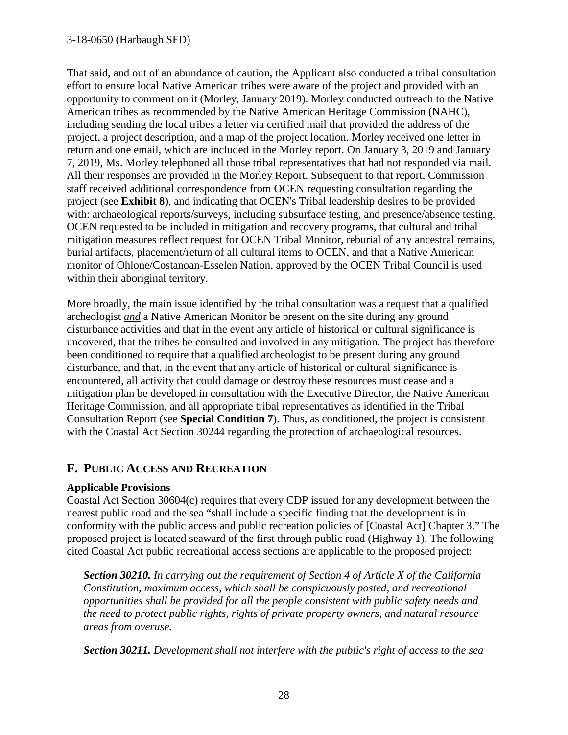That said, and out of an abundance of caution, the Applicant also conducted a tribal consultation effort to ensure local Native American tribes were aware of the project and provided with an opportunity to comment on it (Morley, January 2019). Morley conducted outreach to the Native American tribes as recommended by the Native American Heritage Commission (NAHC), including sending the local tribes a letter via certified mail that provided the address of the project, a project description, and a map of the project location. Morley received one letter in return and one email, which are included in the Morley report. On January 3, 2019 and January 7, 2019, Ms. Morley telephoned all those tribal representatives that had not responded via mail. All their responses are provided in the Morley Report. Subsequent to that report, Commission staff received additional correspondence from OCEN requesting consultation regarding the project (see **Exhibit 8**), and indicating that OCEN's Tribal leadership desires to be provided with: archaeological reports/surveys, including subsurface testing, and presence/absence testing. OCEN requested to be included in mitigation and recovery programs, that cultural and tribal mitigation measures reflect request for OCEN Tribal Monitor, reburial of any ancestral remains, burial artifacts, placement/return of all cultural items to OCEN, and that a Native American monitor of Ohlone/Costanoan-Esselen Nation, approved by the OCEN Tribal Council is used within their aboriginal territory.

More broadly, the main issue identified by the tribal consultation was a request that a qualified archeologist ***and*** a Native American Monitor be present on the site during any ground disturbance activities and that in the event any article of historical or cultural significance is uncovered, that the tribes be consulted and involved in any mitigation. The project has therefore been conditioned to require that a qualified archeologist to be present during any ground disturbance, and that, in the event that any article of historical or cultural significance is encountered, all activity that could damage or destroy these resources must cease and a mitigation plan be developed in consultation with the Executive Director, the Native American Heritage Commission, and all appropriate tribal representatives as identified in the Tribal Consultation Report (see **Special Condition 7**). Thus, as conditioned, the project is consistent with the Coastal Act Section 30244 regarding the protection of archaeological resources.

## F. Public Access and Recreation

**Applicable Provisions**

Coastal Act Section 30604(c) requires that every CDP issued for any development between the nearest public road and the sea "shall include a specific finding that the development is in conformity with the public access and public recreation policies of [Coastal Act] Chapter 3." The proposed project is located seaward of the first through public road (Highway 1). The following cited Coastal Act public recreational access sections are applicable to the proposed project:

> ***Section 30210.*** *In carrying out the requirement of Section 4 of Article X of the California Constitution, maximum access, which shall be conspicuously posted, and recreational opportunities shall be provided for all the people consistent with public safety needs and the need to protect public rights, rights of private property owners, and natural resource areas from overuse.*

> ***Section 30211.*** *Development shall not interfere with the public's right of access to the sea*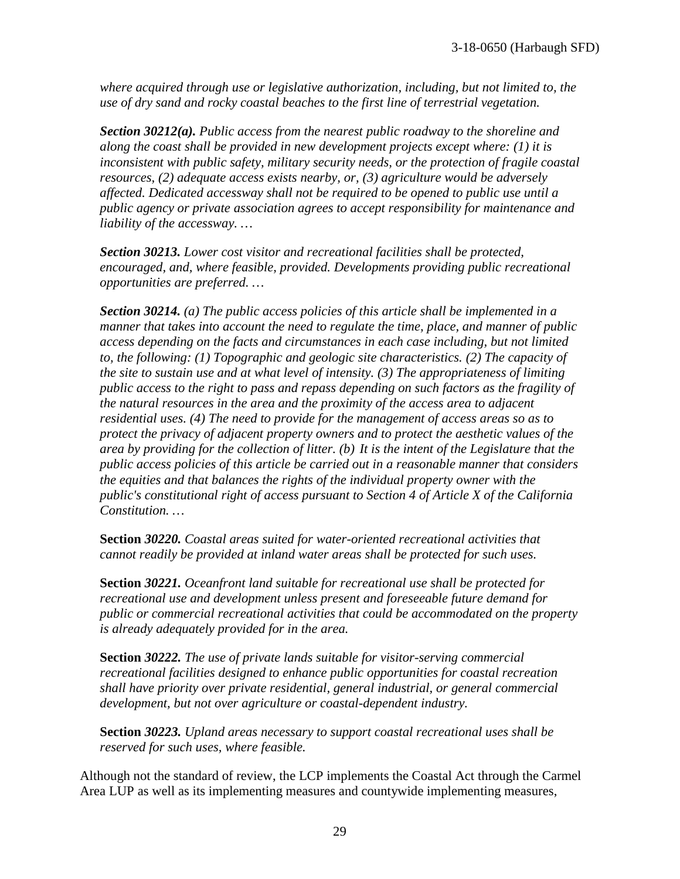*where acquired through use or legislative authorization, including, but not limited to, the use of dry sand and rocky coastal beaches to the first line of terrestrial vegetation.*

***Section 30212(a).*** *Public access from the nearest public roadway to the shoreline and along the coast shall be provided in new development projects except where: (1) it is inconsistent with public safety, military security needs, or the protection of fragile coastal resources, (2) adequate access exists nearby, or, (3) agriculture would be adversely affected. Dedicated accessway shall not be required to be opened to public use until a public agency or private association agrees to accept responsibility for maintenance and liability of the accessway. …*

***Section 30213.*** *Lower cost visitor and recreational facilities shall be protected, encouraged, and, where feasible, provided. Developments providing public recreational opportunities are preferred. …*

***Section 30214.*** *(a) The public access policies of this article shall be implemented in a manner that takes into account the need to regulate the time, place, and manner of public access depending on the facts and circumstances in each case including, but not limited to, the following: (1) Topographic and geologic site characteristics. (2) The capacity of the site to sustain use and at what level of intensity. (3) The appropriateness of limiting public access to the right to pass and repass depending on such factors as the fragility of the natural resources in the area and the proximity of the access area to adjacent residential uses. (4) The need to provide for the management of access areas so as to protect the privacy of adjacent property owners and to protect the aesthetic values of the area by providing for the collection of litter. (b) It is the intent of the Legislature that the public access policies of this article be carried out in a reasonable manner that considers the equities and that balances the rights of the individual property owner with the public's constitutional right of access pursuant to Section 4 of Article X of the California Constitution. …*

**Section** ***30220.*** *Coastal areas suited for water-oriented recreational activities that cannot readily be provided at inland water areas shall be protected for such uses.*

**Section** ***30221.*** *Oceanfront land suitable for recreational use shall be protected for recreational use and development unless present and foreseeable future demand for public or commercial recreational activities that could be accommodated on the property is already adequately provided for in the area.*

**Section** ***30222.*** *The use of private lands suitable for visitor-serving commercial recreational facilities designed to enhance public opportunities for coastal recreation shall have priority over private residential, general industrial, or general commercial development, but not over agriculture or coastal-dependent industry.*

**Section** ***30223.*** *Upland areas necessary to support coastal recreational uses shall be reserved for such uses, where feasible.*

Although not the standard of review, the LCP implements the Coastal Act through the Carmel Area LUP as well as its implementing measures and countywide implementing measures,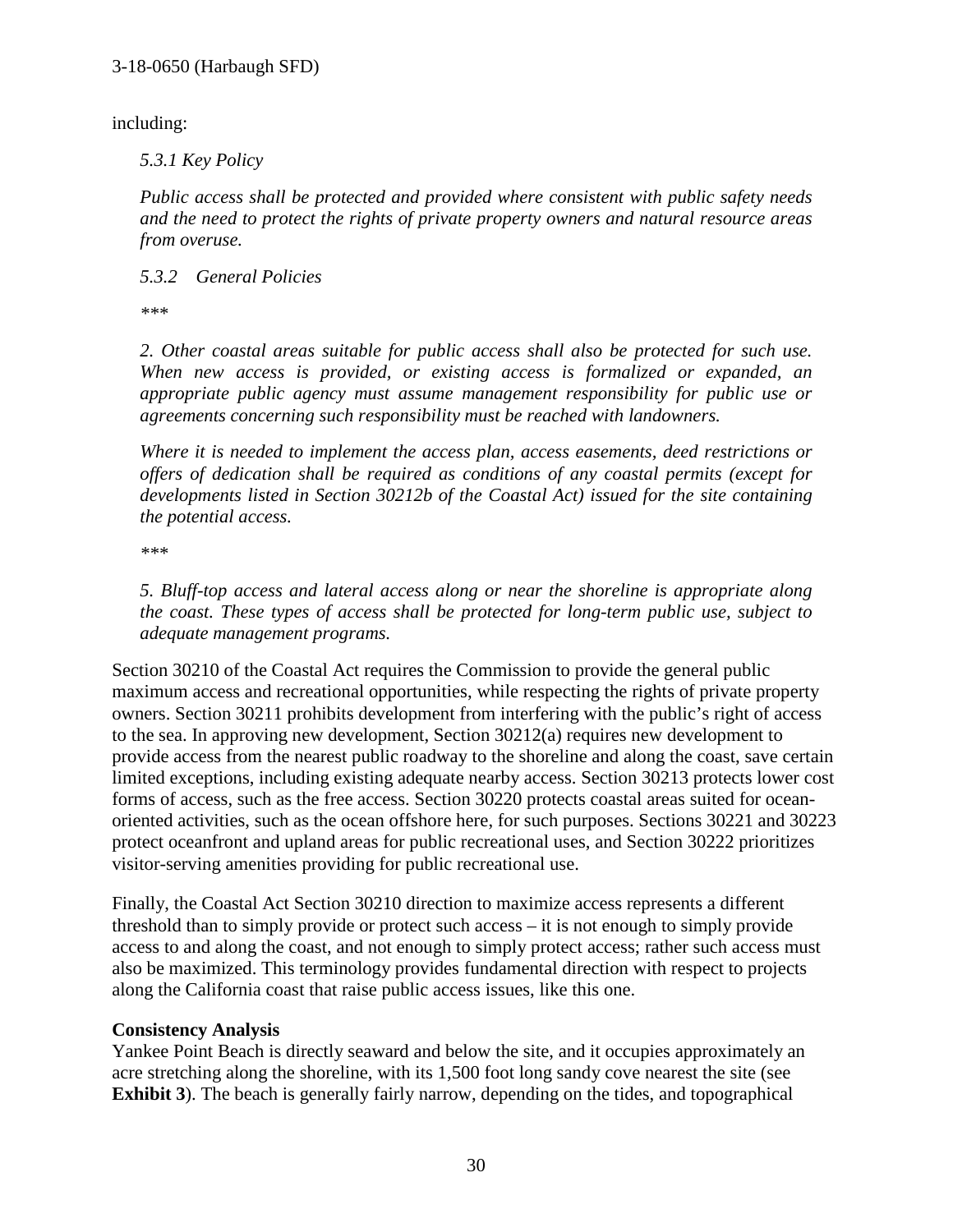including:

*5.3.1 Key Policy*

*Public access shall be protected and provided where consistent with public safety needs and the need to protect the rights of private property owners and natural resource areas from overuse.*

*5.3.2 General Policies*

*\*\*\**

*2. Other coastal areas suitable for public access shall also be protected for such use. When new access is provided, or existing access is formalized or expanded, an appropriate public agency must assume management responsibility for public use or agreements concerning such responsibility must be reached with landowners.*

*Where it is needed to implement the access plan, access easements, deed restrictions or offers of dedication shall be required as conditions of any coastal permits (except for developments listed in Section 30212b of the Coastal Act) issued for the site containing the potential access.*

*\*\*\**

*5. Bluff-top access and lateral access along or near the shoreline is appropriate along the coast. These types of access shall be protected for long-term public use, subject to adequate management programs.*

Section 30210 of the Coastal Act requires the Commission to provide the general public maximum access and recreational opportunities, while respecting the rights of private property owners. Section 30211 prohibits development from interfering with the public's right of access to the sea. In approving new development, Section 30212(a) requires new development to provide access from the nearest public roadway to the shoreline and along the coast, save certain limited exceptions, including existing adequate nearby access. Section 30213 protects lower cost forms of access, such as the free access. Section 30220 protects coastal areas suited for ocean-oriented activities, such as the ocean offshore here, for such purposes. Sections 30221 and 30223 protect oceanfront and upland areas for public recreational uses, and Section 30222 prioritizes visitor-serving amenities providing for public recreational use.

Finally, the Coastal Act Section 30210 direction to maximize access represents a different threshold than to simply provide or protect such access – it is not enough to simply provide access to and along the coast, and not enough to simply protect access; rather such access must also be maximized. This terminology provides fundamental direction with respect to projects along the California coast that raise public access issues, like this one.

**Consistency Analysis**

Yankee Point Beach is directly seaward and below the site, and it occupies approximately an acre stretching along the shoreline, with its 1,500 foot long sandy cove nearest the site (see **Exhibit 3**). The beach is generally fairly narrow, depending on the tides, and topographical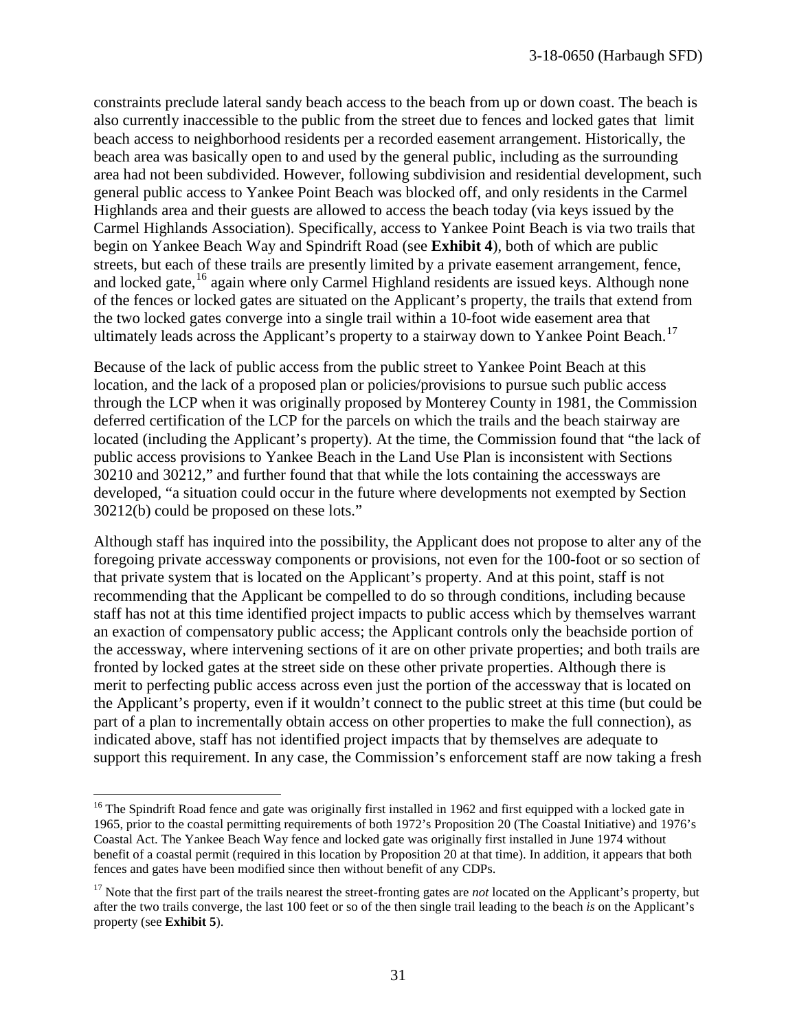constraints preclude lateral sandy beach access to the beach from up or down coast. The beach is also currently inaccessible to the public from the street due to fences and locked gates that limit beach access to neighborhood residents per a recorded easement arrangement. Historically, the beach area was basically open to and used by the general public, including as the surrounding area had not been subdivided. However, following subdivision and residential development, such general public access to Yankee Point Beach was blocked off, and only residents in the Carmel Highlands area and their guests are allowed to access the beach today (via keys issued by the Carmel Highlands Association). Specifically, access to Yankee Point Beach is via two trails that begin on Yankee Beach Way and Spindrift Road (see **Exhibit 4**), both of which are public streets, but each of these trails are presently limited by a private easement arrangement, fence, and locked gate,[16] again where only Carmel Highland residents are issued keys. Although none of the fences or locked gates are situated on the Applicant's property, the trails that extend from the two locked gates converge into a single trail within a 10-foot wide easement area that ultimately leads across the Applicant's property to a stairway down to Yankee Point Beach.[17]

Because of the lack of public access from the public street to Yankee Point Beach at this location, and the lack of a proposed plan or policies/provisions to pursue such public access through the LCP when it was originally proposed by Monterey County in 1981, the Commission deferred certification of the LCP for the parcels on which the trails and the beach stairway are located (including the Applicant's property). At the time, the Commission found that "the lack of public access provisions to Yankee Beach in the Land Use Plan is inconsistent with Sections 30210 and 30212," and further found that that while the lots containing the accessways are developed, "a situation could occur in the future where developments not exempted by Section 30212(b) could be proposed on these lots."

Although staff has inquired into the possibility, the Applicant does not propose to alter any of the foregoing private accessway components or provisions, not even for the 100-foot or so section of that private system that is located on the Applicant's property. And at this point, staff is not recommending that the Applicant be compelled to do so through conditions, including because staff has not at this time identified project impacts to public access which by themselves warrant an exaction of compensatory public access; the Applicant controls only the beachside portion of the accessway, where intervening sections of it are on other private properties; and both trails are fronted by locked gates at the street side on these other private properties. Although there is merit to perfecting public access across even just the portion of the accessway that is located on the Applicant's property, even if it wouldn't connect to the public street at this time (but could be part of a plan to incrementally obtain access on other properties to make the full connection), as indicated above, staff has not identified project impacts that by themselves are adequate to support this requirement. In any case, the Commission's enforcement staff are now taking a fresh

---

[16] The Spindrift Road fence and gate was originally first installed in 1962 and first equipped with a locked gate in 1965, prior to the coastal permitting requirements of both 1972's Proposition 20 (The Coastal Initiative) and 1976's Coastal Act. The Yankee Beach Way fence and locked gate was originally first installed in June 1974 without benefit of a coastal permit (required in this location by Proposition 20 at that time). In addition, it appears that both fences and gates have been modified since then without benefit of any CDPs.

[17] Note that the first part of the trails nearest the street-fronting gates are *not* located on the Applicant's property, but after the two trails converge, the last 100 feet or so of the then single trail leading to the beach *is* on the Applicant's property (see **Exhibit 5**).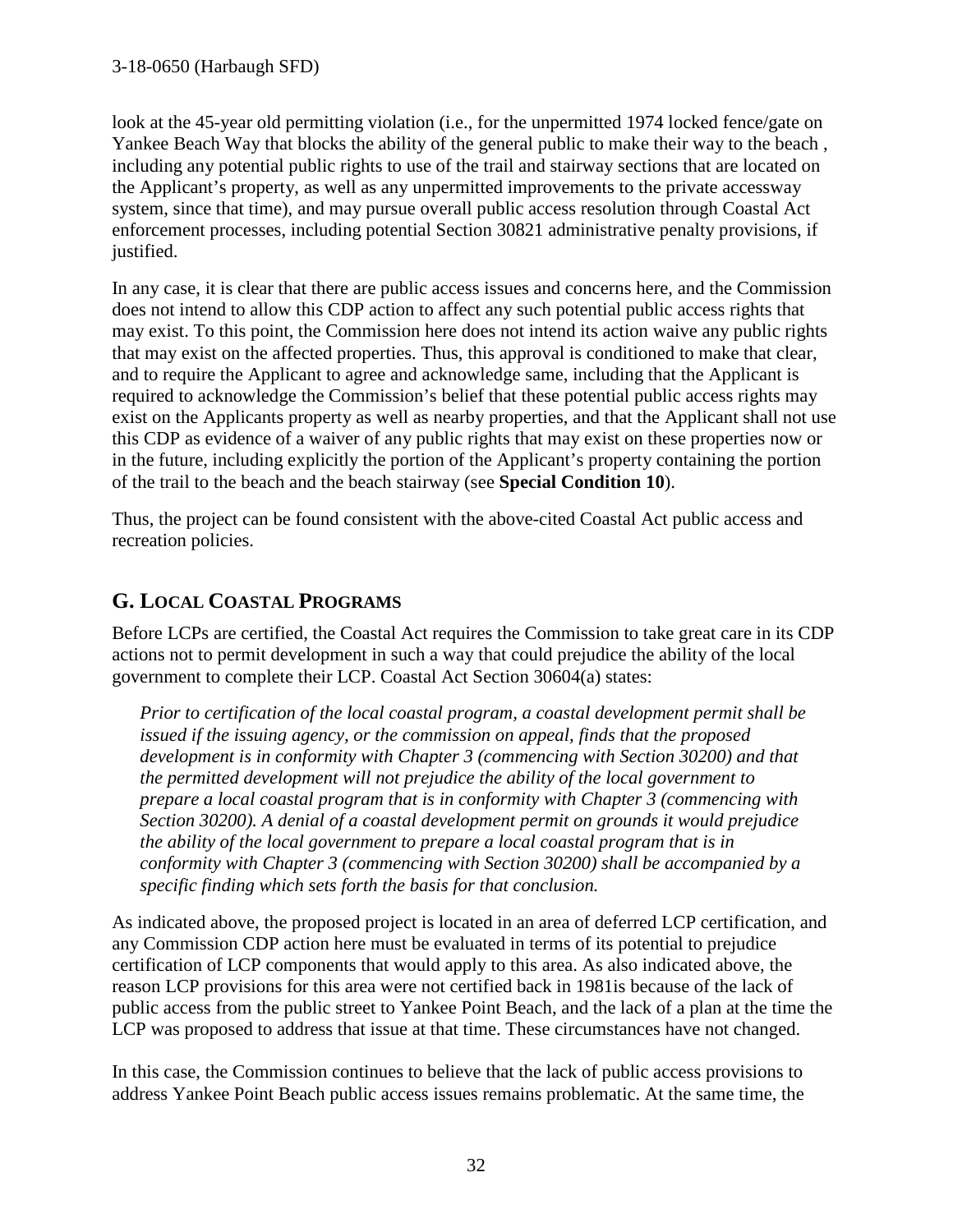look at the 45-year old permitting violation (i.e., for the unpermitted 1974 locked fence/gate on Yankee Beach Way that blocks the ability of the general public to make their way to the beach , including any potential public rights to use of the trail and stairway sections that are located on the Applicant's property, as well as any unpermitted improvements to the private accessway system, since that time), and may pursue overall public access resolution through Coastal Act enforcement processes, including potential Section 30821 administrative penalty provisions, if justified.

In any case, it is clear that there are public access issues and concerns here, and the Commission does not intend to allow this CDP action to affect any such potential public access rights that may exist. To this point, the Commission here does not intend its action waive any public rights that may exist on the affected properties. Thus, this approval is conditioned to make that clear, and to require the Applicant to agree and acknowledge same, including that the Applicant is required to acknowledge the Commission's belief that these potential public access rights may exist on the Applicants property as well as nearby properties, and that the Applicant shall not use this CDP as evidence of a waiver of any public rights that may exist on these properties now or in the future, including explicitly the portion of the Applicant's property containing the portion of the trail to the beach and the beach stairway (see **Special Condition 10**).

Thus, the project can be found consistent with the above-cited Coastal Act public access and recreation policies.

## G. LOCAL COASTAL PROGRAMS

Before LCPs are certified, the Coastal Act requires the Commission to take great care in its CDP actions not to permit development in such a way that could prejudice the ability of the local government to complete their LCP. Coastal Act Section 30604(a) states:

> *Prior to certification of the local coastal program, a coastal development permit shall be issued if the issuing agency, or the commission on appeal, finds that the proposed development is in conformity with Chapter 3 (commencing with Section 30200) and that the permitted development will not prejudice the ability of the local government to prepare a local coastal program that is in conformity with Chapter 3 (commencing with Section 30200). A denial of a coastal development permit on grounds it would prejudice the ability of the local government to prepare a local coastal program that is in conformity with Chapter 3 (commencing with Section 30200) shall be accompanied by a specific finding which sets forth the basis for that conclusion.*

As indicated above, the proposed project is located in an area of deferred LCP certification, and any Commission CDP action here must be evaluated in terms of its potential to prejudice certification of LCP components that would apply to this area. As also indicated above, the reason LCP provisions for this area were not certified back in 1981is because of the lack of public access from the public street to Yankee Point Beach, and the lack of a plan at the time the LCP was proposed to address that issue at that time. These circumstances have not changed.

In this case, the Commission continues to believe that the lack of public access provisions to address Yankee Point Beach public access issues remains problematic. At the same time, the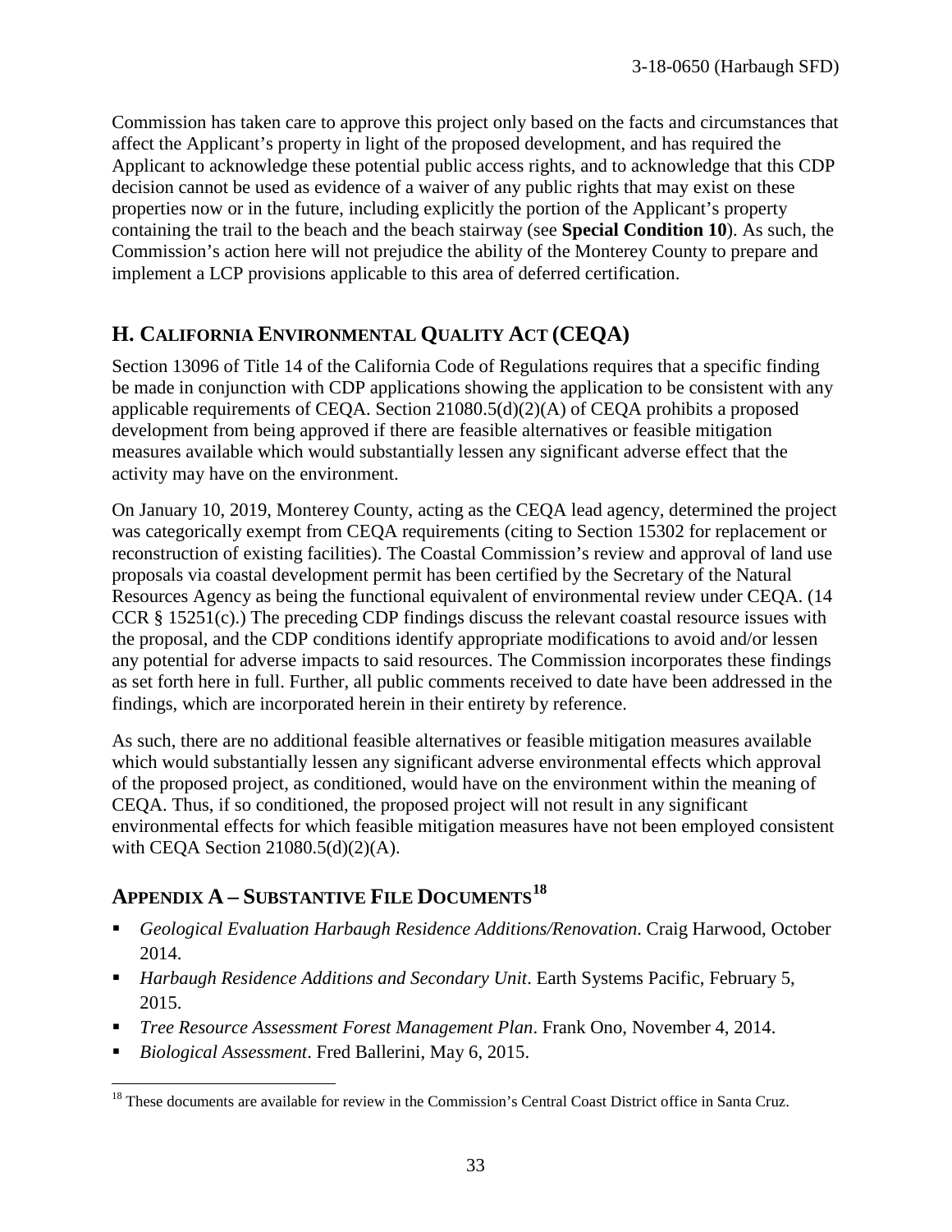Commission has taken care to approve this project only based on the facts and circumstances that affect the Applicant's property in light of the proposed development, and has required the Applicant to acknowledge these potential public access rights, and to acknowledge that this CDP decision cannot be used as evidence of a waiver of any public rights that may exist on these properties now or in the future, including explicitly the portion of the Applicant's property containing the trail to the beach and the beach stairway (see **Special Condition 10**). As such, the Commission's action here will not prejudice the ability of the Monterey County to prepare and implement a LCP provisions applicable to this area of deferred certification.

## H. California Environmental Quality Act (CEQA)

Section 13096 of Title 14 of the California Code of Regulations requires that a specific finding be made in conjunction with CDP applications showing the application to be consistent with any applicable requirements of CEQA. Section 21080.5(d)(2)(A) of CEQA prohibits a proposed development from being approved if there are feasible alternatives or feasible mitigation measures available which would substantially lessen any significant adverse effect that the activity may have on the environment.

On January 10, 2019, Monterey County, acting as the CEQA lead agency, determined the project was categorically exempt from CEQA requirements (citing to Section 15302 for replacement or reconstruction of existing facilities). The Coastal Commission's review and approval of land use proposals via coastal development permit has been certified by the Secretary of the Natural Resources Agency as being the functional equivalent of environmental review under CEQA. (14 CCR § 15251(c).) The preceding CDP findings discuss the relevant coastal resource issues with the proposal, and the CDP conditions identify appropriate modifications to avoid and/or lessen any potential for adverse impacts to said resources. The Commission incorporates these findings as set forth here in full. Further, all public comments received to date have been addressed in the findings, which are incorporated herein in their entirety by reference.

As such, there are no additional feasible alternatives or feasible mitigation measures available which would substantially lessen any significant adverse environmental effects which approval of the proposed project, as conditioned, would have on the environment within the meaning of CEQA. Thus, if so conditioned, the proposed project will not result in any significant environmental effects for which feasible mitigation measures have not been employed consistent with CEQA Section 21080.5(d)(2)(A).

## Appendix A – Substantive File Documents[18]

- *Geological Evaluation Harbaugh Residence Additions/Renovation*. Craig Harwood, October 2014.
- *Harbaugh Residence Additions and Secondary Unit*. Earth Systems Pacific, February 5, 2015.
- *Tree Resource Assessment Forest Management Plan*. Frank Ono, November 4, 2014.
- *Biological Assessment*. Fred Ballerini, May 6, 2015.

[18] These documents are available for review in the Commission's Central Coast District office in Santa Cruz.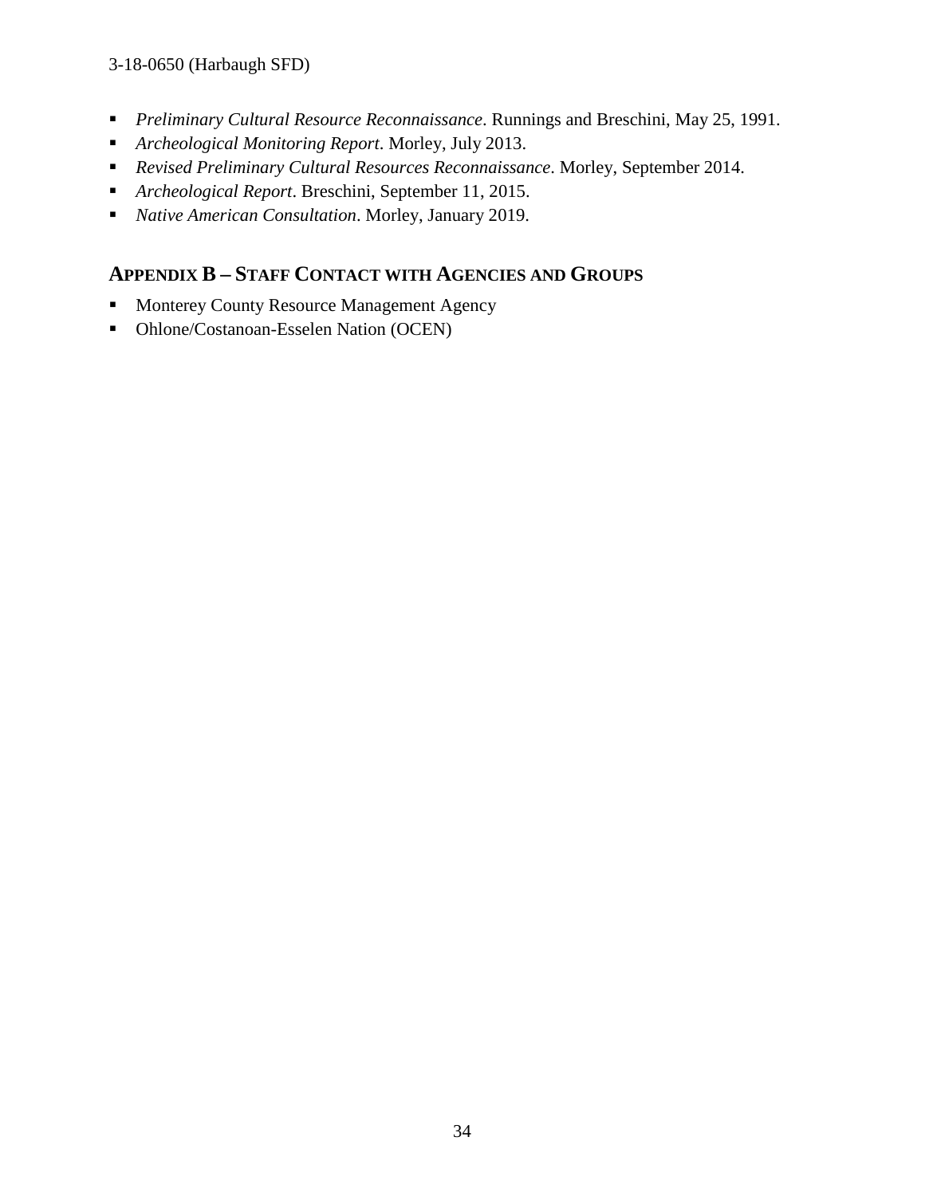- *Preliminary Cultural Resource Reconnaissance*. Runnings and Breschini, May 25, 1991.
- *Archeological Monitoring Report*. Morley, July 2013.
- *Revised Preliminary Cultural Resources Reconnaissance*. Morley, September 2014.
- *Archeological Report*. Breschini, September 11, 2015.
- *Native American Consultation*. Morley, January 2019.

## APPENDIX B – STAFF CONTACT WITH AGENCIES AND GROUPS

- Monterey County Resource Management Agency
- Ohlone/Costanoan-Esselen Nation (OCEN)